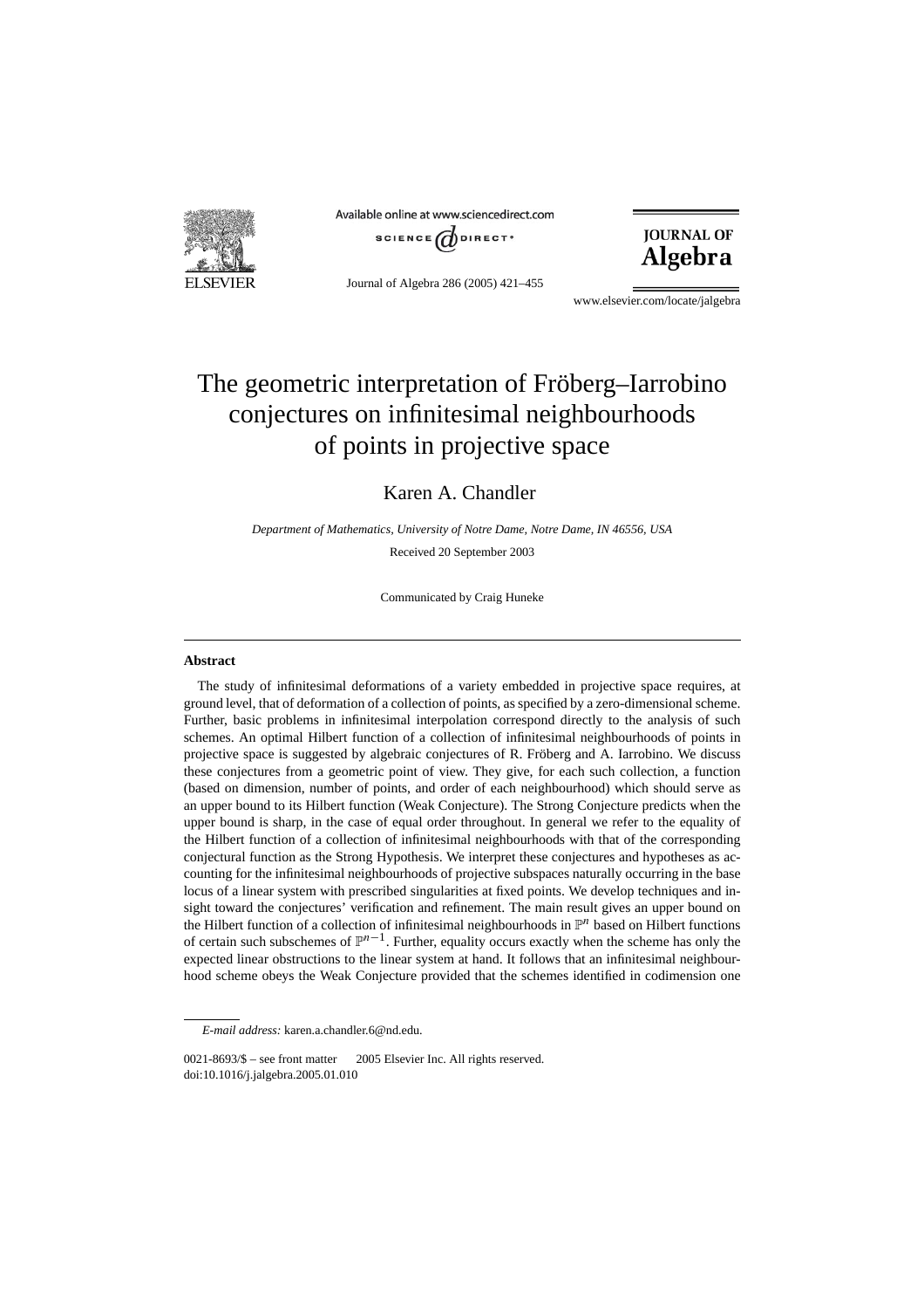# The geometric interpretation of Fröberg–Iarrobino conjectures on infinitesimal neighbourhoods of points in projective space

Karen A. Chandler

*Department of Mathematics, University of Notre Dame, Notre Dame, IN 46556, USA*

Received 20 September 2003

Communicated by Craig Huneke

## Abstract

The study of infinitesimal deformations of a variety embedded in projective space requires, at ground level, that of deformation of a collection of points, as specified by a zero-dimensional scheme. Further, basic problems in infinitesimal interpolation correspond directly to the analysis of such schemes. An optimal Hilbert function of a collection of infinitesimal neighbourhoods of points in projective space is suggested by algebraic conjectures of R. Fröberg and A. Iarrobino. We discuss these conjectures from a geometric point of view. They give, for each such collection, a function (based on dimension, number of points, and order of each neighbourhood) which should serve as an upper bound to its Hilbert function (Weak Conjecture). The Strong Conjecture predicts when the upper bound is sharp, in the case of equal order throughout. In general we refer to the equality of the Hilbert function of a collection of infinitesimal neighbourhoods with that of the corresponding conjectural function as the Strong Hypothesis. We interpret these conjectures and hypotheses as accounting for the infinitesimal neighbourhoods of projective subspaces naturally occurring in the base locus of a linear system with prescribed singularities at fixed points. We develop techniques and insight toward the conjectures' verification and refinement. The main result gives an upper bound on the Hilbert function of a collection of infinitesimal neighbourhoods in $\mathbb{P}^n$ based on Hilbert functions of certain such subschemes of $\mathbb{P}^{n-1}$. Further, equality occurs exactly when the scheme has only the expected linear obstructions to the linear system at hand. It follows that an infinitesimal neighbourhood scheme obeys the Weak Conjecture provided that the schemes identified in codimension one

*E-mail address:* karen.a.chandler.6@nd.edu.

0021-8693/$ – see front matter © 2005 Elsevier Inc. All rights reserved.
doi:10.1016/j.jalgebra.2005.01.010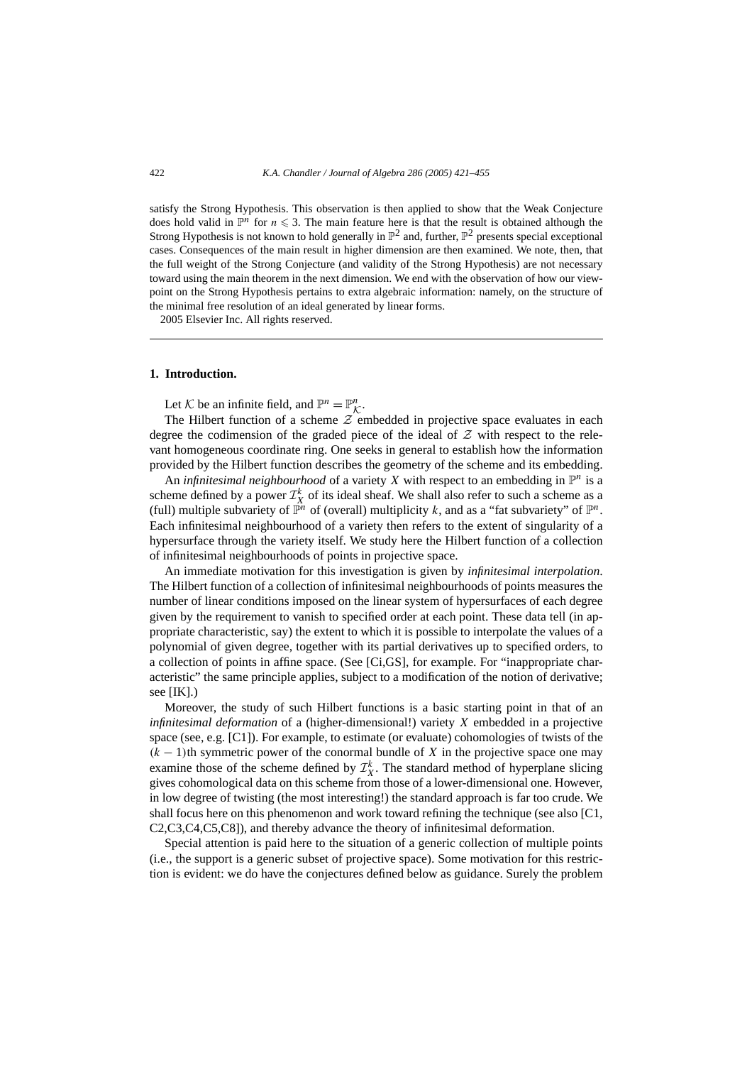satisfy the Strong Hypothesis. This observation is then applied to show that the Weak Conjecture does hold valid in $\mathbb{P}^n$ for $n \leqslant 3$. The main feature here is that the result is obtained although the Strong Hypothesis is not known to hold generally in $\mathbb{P}^2$ and, further, $\mathbb{P}^2$ presents special exceptional cases. Consequences of the main result in higher dimension are then examined. We note, then, that the full weight of the Strong Conjecture (and validity of the Strong Hypothesis) are not necessary toward using the main theorem in the next dimension. We end with the observation of how our viewpoint on the Strong Hypothesis pertains to extra algebraic information: namely, on the structure of the minimal free resolution of an ideal generated by linear forms.

2005 Elsevier Inc. All rights reserved.

## 1. Introduction.

Let $\mathcal{K}$ be an infinite field, and $\mathbb{P}^n = \mathbb{P}^n_{\mathcal{K}}$.

The Hilbert function of a scheme $\mathcal{Z}$ embedded in projective space evaluates in each degree the codimension of the graded piece of the ideal of $\mathcal{Z}$ with respect to the relevant homogeneous coordinate ring. One seeks in general to establish how the information provided by the Hilbert function describes the geometry of the scheme and its embedding.

An *infinitesimal neighbourhood* of a variety $X$ with respect to an embedding in $\mathbb{P}^n$ is a scheme defined by a power $\mathcal{I}_X^k$ of its ideal sheaf. We shall also refer to such a scheme as a (full) multiple subvariety of $\mathbb{P}^n$ of (overall) multiplicity $k$, and as a "fat subvariety" of $\mathbb{P}^n$. Each infinitesimal neighbourhood of a variety then refers to the extent of singularity of a hypersurface through the variety itself. We study here the Hilbert function of a collection of infinitesimal neighbourhoods of points in projective space.

An immediate motivation for this investigation is given by *infinitesimal interpolation*. The Hilbert function of a collection of infinitesimal neighbourhoods of points measures the number of linear conditions imposed on the linear system of hypersurfaces of each degree given by the requirement to vanish to specified order at each point. These data tell (in appropriate characteristic, say) the extent to which it is possible to interpolate the values of a polynomial of given degree, together with its partial derivatives up to specified orders, to a collection of points in affine space. (See [Ci,GS], for example. For "inappropriate characteristic" the same principle applies, subject to a modification of the notion of derivative; see [IK].)

Moreover, the study of such Hilbert functions is a basic starting point in that of an *infinitesimal deformation* of a (higher-dimensional!) variety $X$ embedded in a projective space (see, e.g. [C1]). For example, to estimate (or evaluate) cohomologies of twists of the $(k-1)$th symmetric power of the conormal bundle of $X$ in the projective space one may examine those of the scheme defined by $\mathcal{I}_X^k$. The standard method of hyperplane slicing gives cohomological data on this scheme from those of a lower-dimensional one. However, in low degree of twisting (the most interesting!) the standard approach is far too crude. We shall focus here on this phenomenon and work toward refining the technique (see also [C1, C2,C3,C4,C5,C8]), and thereby advance the theory of infinitesimal deformation.

Special attention is paid here to the situation of a generic collection of multiple points (i.e., the support is a generic subset of projective space). Some motivation for this restriction is evident: we do have the conjectures defined below as guidance. Surely the problem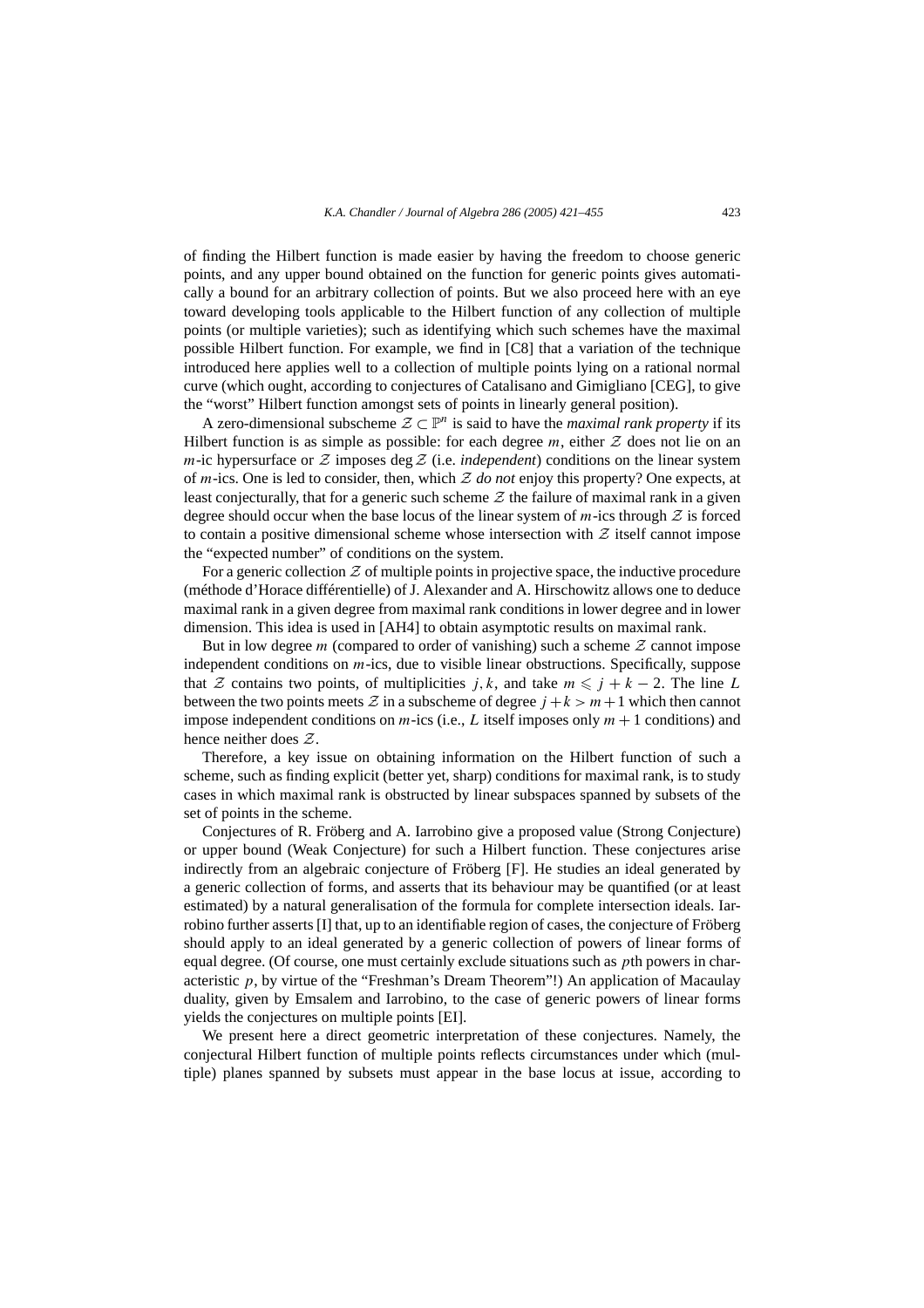of finding the Hilbert function is made easier by having the freedom to choose generic points, and any upper bound obtained on the function for generic points gives automatically a bound for an arbitrary collection of points. But we also proceed here with an eye toward developing tools applicable to the Hilbert function of any collection of multiple points (or multiple varieties); such as identifying which such schemes have the maximal possible Hilbert function. For example, we find in [C8] that a variation of the technique introduced here applies well to a collection of multiple points lying on a rational normal curve (which ought, according to conjectures of Catalisano and Gimigliano [CEG], to give the "worst" Hilbert function amongst sets of points in linearly general position).

A zero-dimensional subscheme $\mathcal{Z} \subset \mathbb{P}^n$ is said to have the *maximal rank property* if its Hilbert function is as simple as possible: for each degree $m$, either $\mathcal{Z}$ does not lie on an $m$-ic hypersurface or $\mathcal{Z}$ imposes $\deg \mathcal{Z}$ (i.e. *independent*) conditions on the linear system of $m$-ics. One is led to consider, then, which $\mathcal{Z}$ *do not* enjoy this property? One expects, at least conjecturally, that for a generic such scheme $\mathcal{Z}$ the failure of maximal rank in a given degree should occur when the base locus of the linear system of $m$-ics through $\mathcal{Z}$ is forced to contain a positive dimensional scheme whose intersection with $\mathcal{Z}$ itself cannot impose the "expected number" of conditions on the system.

For a generic collection $\mathcal{Z}$ of multiple points in projective space, the inductive procedure (méthode d'Horace différentielle) of J. Alexander and A. Hirschowitz allows one to deduce maximal rank in a given degree from maximal rank conditions in lower degree and in lower dimension. This idea is used in [AH4] to obtain asymptotic results on maximal rank.

But in low degree $m$ (compared to order of vanishing) such a scheme $\mathcal{Z}$ cannot impose independent conditions on $m$-ics, due to visible linear obstructions. Specifically, suppose that $\mathcal{Z}$ contains two points, of multiplicities $j, k$, and take $m \leqslant j + k - 2$. The line $L$ between the two points meets $\mathcal{Z}$ in a subscheme of degree $j + k > m + 1$ which then cannot impose independent conditions on $m$-ics (i.e., $L$ itself imposes only $m + 1$ conditions) and hence neither does $\mathcal{Z}$.

Therefore, a key issue on obtaining information on the Hilbert function of such a scheme, such as finding explicit (better yet, sharp) conditions for maximal rank, is to study cases in which maximal rank is obstructed by linear subspaces spanned by subsets of the set of points in the scheme.

Conjectures of R. Fröberg and A. Iarrobino give a proposed value (Strong Conjecture) or upper bound (Weak Conjecture) for such a Hilbert function. These conjectures arise indirectly from an algebraic conjecture of Fröberg [F]. He studies an ideal generated by a generic collection of forms, and asserts that its behaviour may be quantified (or at least estimated) by a natural generalisation of the formula for complete intersection ideals. Iarrobino further asserts [I] that, up to an identifiable region of cases, the conjecture of Fröberg should apply to an ideal generated by a generic collection of powers of linear forms of equal degree. (Of course, one must certainly exclude situations such as $p$th powers in characteristic $p$, by virtue of the "Freshman's Dream Theorem"!) An application of Macaulay duality, given by Emsalem and Iarrobino, to the case of generic powers of linear forms yields the conjectures on multiple points [EI].

We present here a direct geometric interpretation of these conjectures. Namely, the conjectural Hilbert function of multiple points reflects circumstances under which (multiple) planes spanned by subsets must appear in the base locus at issue, according to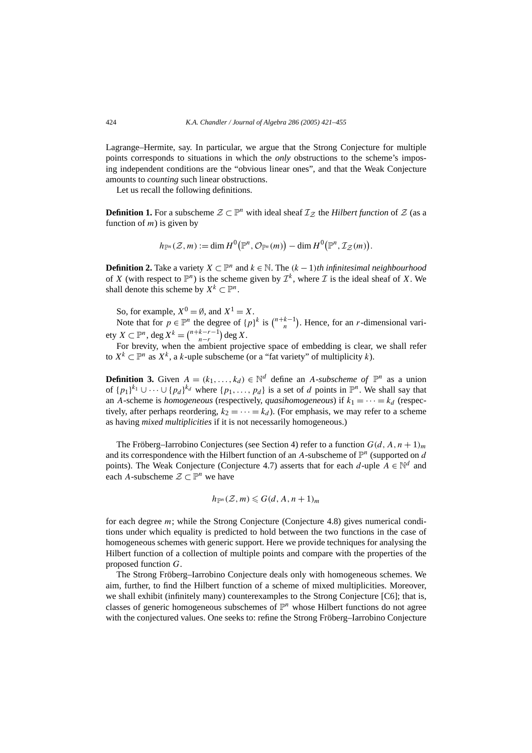Lagrange–Hermite, say. In particular, we argue that the Strong Conjecture for multiple points corresponds to situations in which the *only* obstructions to the scheme's imposing independent conditions are the "obvious linear ones", and that the Weak Conjecture amounts to *counting* such linear obstructions.

Let us recall the following definitions.

**Definition 1.** For a subscheme $\mathcal{Z} \subset \mathbb{P}^n$ with ideal sheaf $\mathcal{I}_{\mathcal{Z}}$ the *Hilbert function* of $\mathcal{Z}$ (as a function of $m$) is given by

$$h_{\mathbb{P}^n}(\mathcal{Z}, m) := \dim H^0\big(\mathbb{P}^n, \mathcal{O}_{\mathbb{P}^n}(m)\big) - \dim H^0\big(\mathbb{P}^n, \mathcal{I}_{\mathcal{Z}}(m)\big).$$

**Definition 2.** Take a variety $X \subset \mathbb{P}^n$ and $k \in \mathbb{N}$. The $(k-1)$*th infinitesimal neighbourhood* of $X$ (with respect to $\mathbb{P}^n$) is the scheme given by $\mathcal{I}^k$, where $\mathcal{I}$ is the ideal sheaf of $X$. We shall denote this scheme by $X^k \subset \mathbb{P}^n$.

So, for example, $X^0 = \emptyset$, and $X^1 = X$.

Note that for $p \in \mathbb{P}^n$ the degree of $\{p\}^k$ is $\binom{n+k-1}{n}$. Hence, for an $r$-dimensional variety $X \subset \mathbb{P}^n$, $\deg X^k = \binom{n+k-r-1}{n-r} \deg X$.

For brevity, when the ambient projective space of embedding is clear, we shall refer to $X^k \subset \mathbb{P}^n$ as $X^k$, a $k$-uple subscheme (or a "fat variety" of multiplicity $k$).

**Definition 3.** Given $A = (k_1, \dots, k_d) \in \mathbb{N}^d$ define an $A$*-subscheme of* $\mathbb{P}^n$ as a union of $\{p_1\}^{k_1} \cup \dots \cup \{p_d\}^{k_d}$ where $\{p_1, \dots, p_d\}$ is a set of $d$ points in $\mathbb{P}^n$. We shall say that an $A$-scheme is *homogeneous* (respectively, *quasihomogeneous*) if $k_1 = \dots = k_d$ (respectively, after perhaps reordering, $k_2 = \dots = k_d$). (For emphasis, we may refer to a scheme as having *mixed multiplicities* if it is not necessarily homogeneous.)

The Fröberg–Iarrobino Conjectures (see Section 4) refer to a function $G(d, A, n+1)_m$ and its correspondence with the Hilbert function of an $A$-subscheme of $\mathbb{P}^n$ (supported on $d$ points). The Weak Conjecture (Conjecture 4.7) asserts that for each $d$-uple $A \in \mathbb{N}^d$ and each $A$-subscheme $\mathcal{Z} \subset \mathbb{P}^n$ we have

$$h_{\mathbb{P}^n}(\mathcal{Z}, m) \leqslant G(d, A, n+1)_m$$

for each degree $m$; while the Strong Conjecture (Conjecture 4.8) gives numerical conditions under which equality is predicted to hold between the two functions in the case of homogeneous schemes with generic support. Here we provide techniques for analysing the Hilbert function of a collection of multiple points and compare with the properties of the proposed function $G$.

The Strong Fröberg–Iarrobino Conjecture deals only with homogeneous schemes. We aim, further, to find the Hilbert function of a scheme of mixed multiplicities. Moreover, we shall exhibit (infinitely many) counterexamples to the Strong Conjecture [C6]; that is, classes of generic homogeneous subschemes of $\mathbb{P}^n$ whose Hilbert functions do not agree with the conjectured values. One seeks to: refine the Strong Fröberg–Iarrobino Conjecture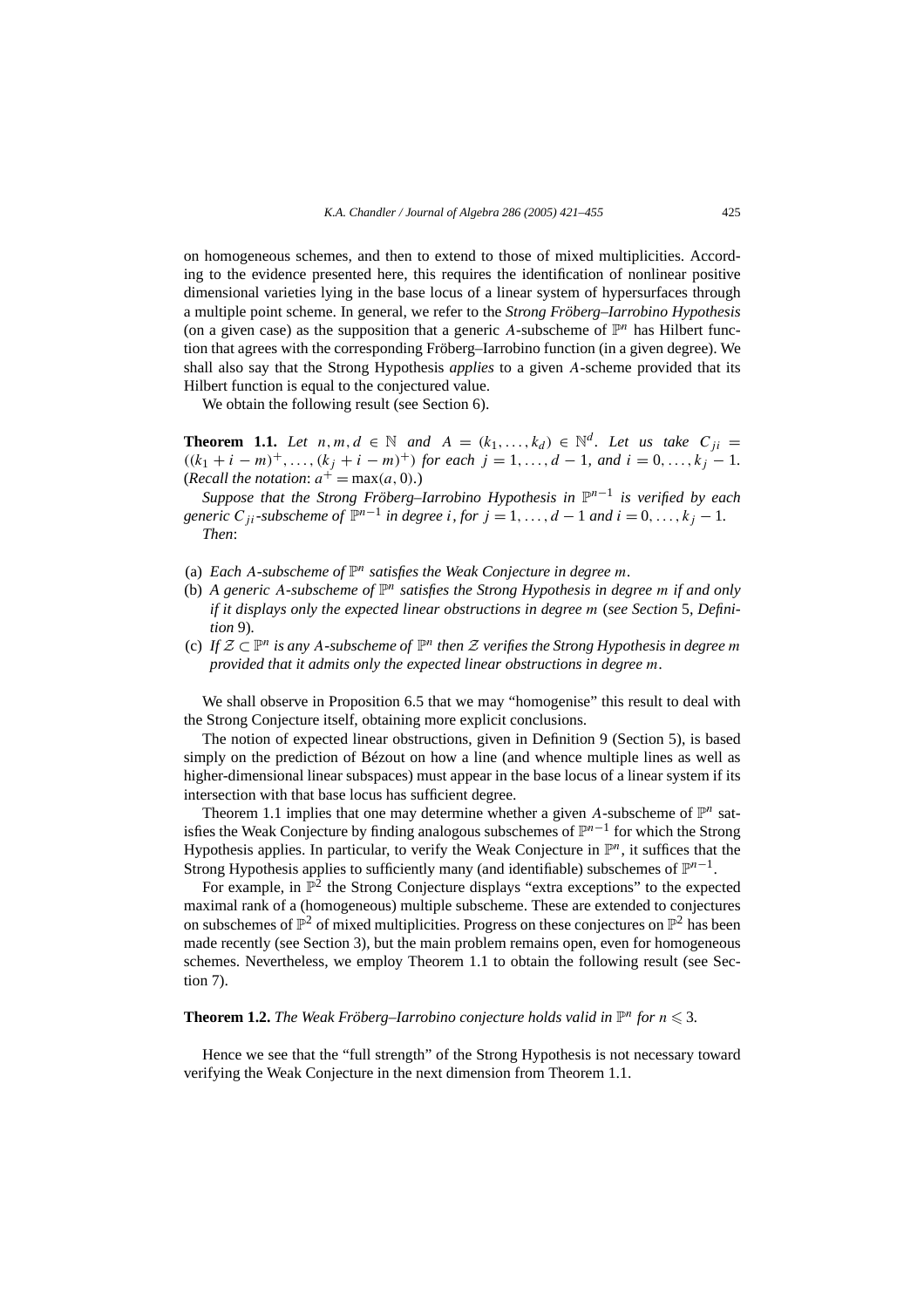on homogeneous schemes, and then to extend to those of mixed multiplicities. According to the evidence presented here, this requires the identification of nonlinear positive dimensional varieties lying in the base locus of a linear system of hypersurfaces through a multiple point scheme. In general, we refer to the *Strong Fröberg–Iarrobino Hypothesis* (on a given case) as the supposition that a generic $A$-subscheme of $\mathbb{P}^n$ has Hilbert function that agrees with the corresponding Fröberg–Iarrobino function (in a given degree). We shall also say that the Strong Hypothesis *applies* to a given $A$-scheme provided that its Hilbert function is equal to the conjectured value.

We obtain the following result (see Section 6).

**Theorem 1.1.** *Let $n, m, d \in \mathbb{N}$ and $A = (k_1, \ldots, k_d) \in \mathbb{N}^d$. Let us take $C_{ji} = ((k_1 + i - m)^+, \ldots, (k_j + i - m)^+)$ for each $j = 1, \ldots, d-1$, and $i = 0, \ldots, k_j - 1$. (Recall the notation: $a^+ = \max(a, 0)$.)*

*Suppose that the Strong Fröberg–Iarrobino Hypothesis in $\mathbb{P}^{n-1}$ is verified by each generic $C_{ji}$-subscheme of $\mathbb{P}^{n-1}$ in degree $i$, for $j = 1, \ldots, d-1$ and $i = 0, \ldots, k_j - 1$.*

*Then*:

- (a) *Each $A$-subscheme of $\mathbb{P}^n$ satisfies the Weak Conjecture in degree $m$.*
- (b) *A generic $A$-subscheme of $\mathbb{P}^n$ satisfies the Strong Hypothesis in degree $m$ if and only if it displays only the expected linear obstructions in degree $m$ (see Section 5, Definition 9).*
- (c) *If $\mathcal{Z} \subset \mathbb{P}^n$ is any $A$-subscheme of $\mathbb{P}^n$ then $\mathcal{Z}$ verifies the Strong Hypothesis in degree $m$ provided that it admits only the expected linear obstructions in degree $m$.*

We shall observe in Proposition 6.5 that we may "homogenise" this result to deal with the Strong Conjecture itself, obtaining more explicit conclusions.

The notion of expected linear obstructions, given in Definition 9 (Section 5), is based simply on the prediction of Bézout on how a line (and whence multiple lines as well as higher-dimensional linear subspaces) must appear in the base locus of a linear system if its intersection with that base locus has sufficient degree.

Theorem 1.1 implies that one may determine whether a given $A$-subscheme of $\mathbb{P}^n$ satisfies the Weak Conjecture by finding analogous subschemes of $\mathbb{P}^{n-1}$ for which the Strong Hypothesis applies. In particular, to verify the Weak Conjecture in $\mathbb{P}^n$, it suffices that the Strong Hypothesis applies to sufficiently many (and identifiable) subschemes of $\mathbb{P}^{n-1}$.

For example, in $\mathbb{P}^2$ the Strong Conjecture displays "extra exceptions" to the expected maximal rank of a (homogeneous) multiple subscheme. These are extended to conjectures on subschemes of $\mathbb{P}^2$ of mixed multiplicities. Progress on these conjectures on $\mathbb{P}^2$ has been made recently (see Section 3), but the main problem remains open, even for homogeneous schemes. Nevertheless, we employ Theorem 1.1 to obtain the following result (see Section 7).

**Theorem 1.2.** *The Weak Fröberg–Iarrobino conjecture holds valid in $\mathbb{P}^n$ for $n \leqslant 3$.*

Hence we see that the "full strength" of the Strong Hypothesis is not necessary toward verifying the Weak Conjecture in the next dimension from Theorem 1.1.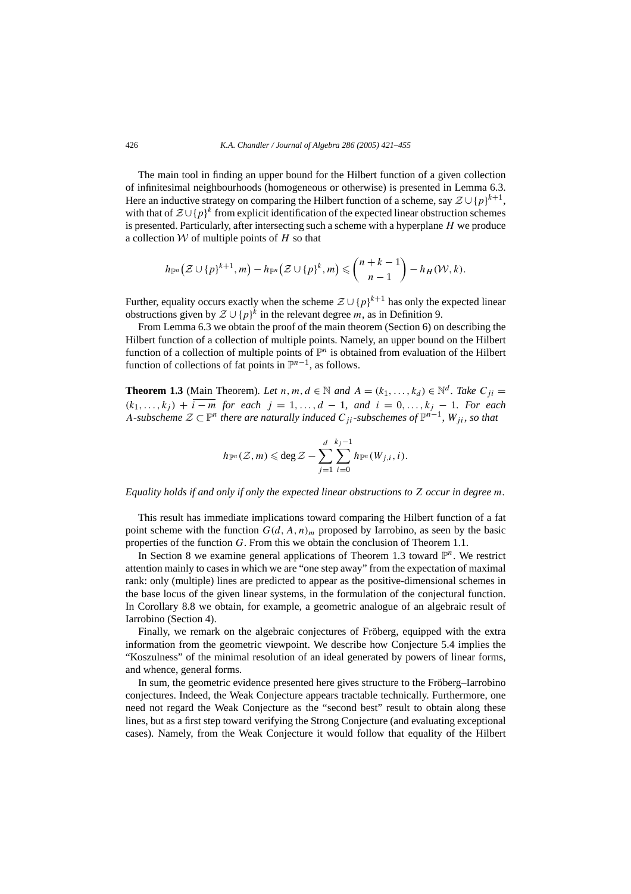The main tool in finding an upper bound for the Hilbert function of a given collection of infinitesimal neighbourhoods (homogeneous or otherwise) is presented in Lemma 6.3. Here an inductive strategy on comparing the Hilbert function of a scheme, say $\mathcal{Z} \cup \{p\}^{k+1}$, with that of $\mathcal{Z} \cup \{p\}^k$ from explicit identification of the expected linear obstruction schemes is presented. Particularly, after intersecting such a scheme with a hyperplane $H$ we produce a collection $\mathcal{W}$ of multiple points of $H$ so that

$$h_{\mathbb{P}^n}\big(\mathcal{Z} \cup \{p\}^{k+1}, m\big) - h_{\mathbb{P}^n}\big(\mathcal{Z} \cup \{p\}^k, m\big) \leqslant \binom{n+k-1}{n-1} - h_H(\mathcal{W}, k).$$

Further, equality occurs exactly when the scheme $\mathcal{Z} \cup \{p\}^{k+1}$ has only the expected linear obstructions given by $\mathcal{Z} \cup \{p\}^k$ in the relevant degree $m$, as in Definition 9.

From Lemma 6.3 we obtain the proof of the main theorem (Section 6) on describing the Hilbert function of a collection of multiple points. Namely, an upper bound on the Hilbert function of a collection of multiple points of $\mathbb{P}^n$ is obtained from evaluation of the Hilbert function of collections of fat points in $\mathbb{P}^{n-1}$, as follows.

**Theorem 1.3** (Main Theorem). *Let $n, m, d \in \mathbb{N}$ and $A = (k_1, \ldots, k_d) \in \mathbb{N}^d$. Take $C_{ji} = (k_1, \ldots, k_j) + \overline{i-m}$ for each $j = 1, \ldots, d-1$, and $i = 0, \ldots, k_j - 1$. For each $A$-subscheme $\mathcal{Z} \subset \mathbb{P}^n$ there are naturally induced $C_{ji}$-subschemes of $\mathbb{P}^{n-1}$, $W_{ji}$, so that*

$$h_{\mathbb{P}^n}(\mathcal{Z}, m) \leqslant \deg \mathcal{Z} - \sum_{j=1}^{d} \sum_{i=0}^{k_j-1} h_{\mathbb{P}^n}(W_{j,i}, i).$$

*Equality holds if and only if only the expected linear obstructions to $Z$ occur in degree $m$.*

This result has immediate implications toward comparing the Hilbert function of a fat point scheme with the function $G(d, A, n)_m$ proposed by Iarrobino, as seen by the basic properties of the function $G$. From this we obtain the conclusion of Theorem 1.1.

In Section 8 we examine general applications of Theorem 1.3 toward $\mathbb{P}^n$. We restrict attention mainly to cases in which we are "one step away" from the expectation of maximal rank: only (multiple) lines are predicted to appear as the positive-dimensional schemes in the base locus of the given linear systems, in the formulation of the conjectural function. In Corollary 8.8 we obtain, for example, a geometric analogue of an algebraic result of Iarrobino (Section 4).

Finally, we remark on the algebraic conjectures of Fröberg, equipped with the extra information from the geometric viewpoint. We describe how Conjecture 5.4 implies the "Koszulness" of the minimal resolution of an ideal generated by powers of linear forms, and whence, general forms.

In sum, the geometric evidence presented here gives structure to the Fröberg–Iarrobino conjectures. Indeed, the Weak Conjecture appears tractable technically. Furthermore, one need not regard the Weak Conjecture as the "second best" result to obtain along these lines, but as a first step toward verifying the Strong Conjecture (and evaluating exceptional cases). Namely, from the Weak Conjecture it would follow that equality of the Hilbert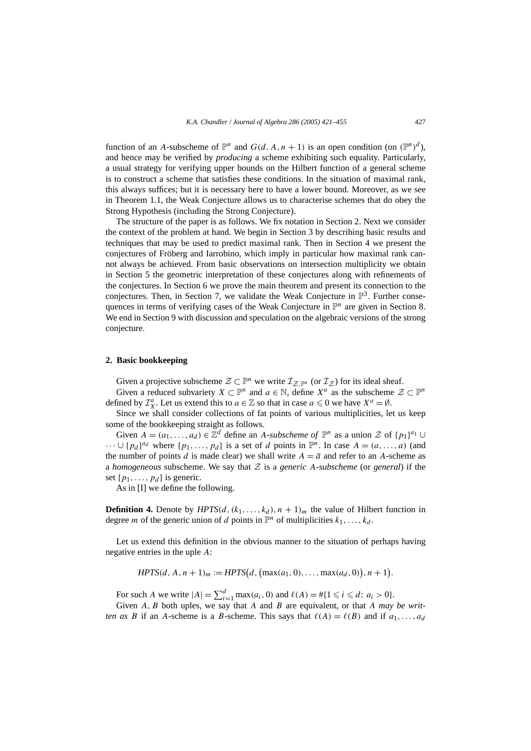function of an $A$-subscheme of $\mathbb{P}^n$ and $G(d, A, n+1)$ is an open condition (on $(\mathbb{P}^n)^d$), and hence may be verified by *producing* a scheme exhibiting such equality. Particularly, a usual strategy for verifying upper bounds on the Hilbert function of a general scheme is to construct a scheme that satisfies these conditions. In the situation of maximal rank, this always suffices; but it is necessary here to have a lower bound. Moreover, as we see in Theorem 1.1, the Weak Conjecture allows us to characterise schemes that do obey the Strong Hypothesis (including the Strong Conjecture).

The structure of the paper is as follows. We fix notation in Section 2. Next we consider the context of the problem at hand. We begin in Section 3 by describing basic results and techniques that may be used to predict maximal rank. Then in Section 4 we present the conjectures of Fröberg and Iarrobino, which imply in particular how maximal rank cannot always be achieved. From basic observations on intersection multiplicity we obtain in Section 5 the geometric interpretation of these conjectures along with refinements of the conjectures. In Section 6 we prove the main theorem and present its connection to the conjectures. Then, in Section 7, we validate the Weak Conjecture in $\mathbb{P}^3$. Further consequences in terms of verifying cases of the Weak Conjecture in $\mathbb{P}^n$ are given in Section 8. We end in Section 9 with discussion and speculation on the algebraic versions of the strong conjecture.

## 2. Basic bookkeeping

Given a projective subscheme $\mathcal{Z} \subset \mathbb{P}^n$ we write $\mathcal{I}_{\mathcal{Z},\mathbb{P}^n}$ (or $\mathcal{I}_{\mathcal{Z}}$) for its ideal sheaf.

Given a reduced subvariety $X \subset \mathbb{P}^n$ and $a \in \mathbb{N}$, define $X^a$ as the subscheme $\mathcal{Z} \subset \mathbb{P}^n$ defined by $\mathcal{I}_X^a$. Let us extend this to $a \in \mathbb{Z}$ so that in case $a \leqslant 0$ we have $X^a = \emptyset$.

Since we shall consider collections of fat points of various multiplicities, let us keep some of the bookkeeping straight as follows.

Given $A = (a_1, \ldots, a_d) \in \mathbb{Z}^d$ define an *$A$-subscheme of* $\mathbb{P}^n$ as a union $\mathcal{Z}$ of $\{p_1\}^{a_1} \cup \cdots \cup \{p_d\}^{a_d}$ where $\{p_1, \ldots, p_d\}$ is a set of $d$ points in $\mathbb{P}^n$. In case $A = (a, \ldots, a)$ (and the number of points $d$ is made clear) we shall write $A = \bar{a}$ and refer to an $A$-scheme as a *homogeneous* subscheme. We say that $\mathcal{Z}$ is a *generic $A$-subscheme* (or *general*) if the set $\{p_1, \ldots, p_d\}$ is generic.

As in [I] we define the following.

**Definition 4.** Denote by $HPTS(d, (k_1, \ldots, k_d), n+1)_m$ the value of Hilbert function in degree $m$ of the generic union of $d$ points in $\mathbb{P}^n$ of multiplicities $k_1, \ldots, k_d$.

Let us extend this definition in the obvious manner to the situation of perhaps having negative entries in the uple $A$:

$$HPTS(d, A, n+1)_m := HPTS\big(d, \big(\max(a_1, 0), \ldots, \max(a_d, 0)\big), n+1\big).$$

For such $A$ we write $|A| = \sum_{i=1}^d \max(a_i, 0)$ and $\ell(A) = \#\{1 \leqslant i \leqslant d\colon a_i > 0\}$.

Given $A$, $B$ both uples, we say that $A$ and $B$ are equivalent, or that *$A$ may be written as $B$* if an $A$-scheme is a $B$-scheme. This says that $\ell(A) = \ell(B)$ and if $a_1, \ldots, a_d$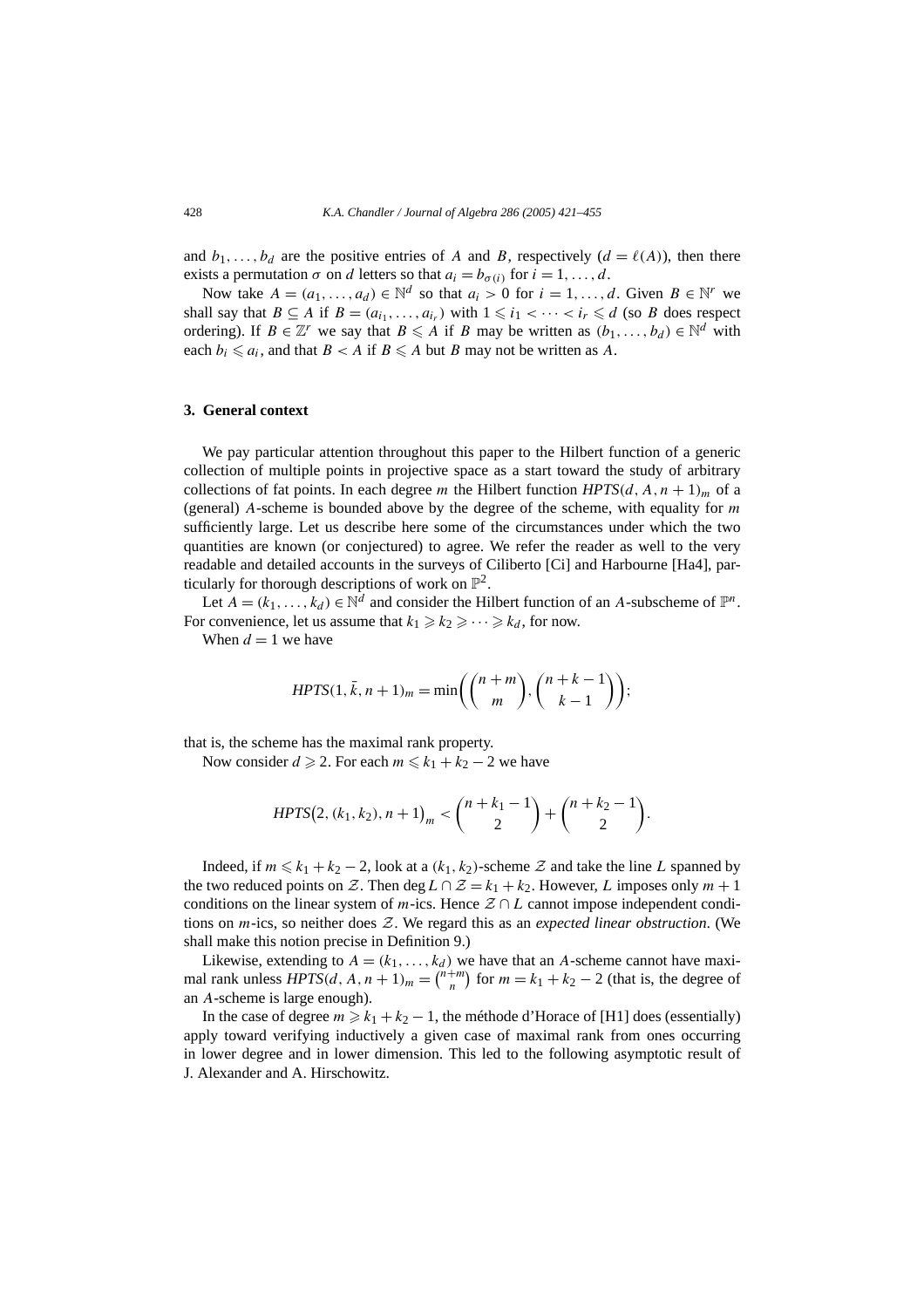and $b_1, \ldots, b_d$ are the positive entries of $A$ and $B$, respectively ($d = \ell(A)$), then there exists a permutation $\sigma$ on $d$ letters so that $a_i = b_{\sigma(i)}$ for $i = 1, \ldots, d$.

Now take $A = (a_1, \ldots, a_d) \in \mathbb{N}^d$ so that $a_i > 0$ for $i = 1, \ldots, d$. Given $B \in \mathbb{N}^r$ we shall say that $B \subseteq A$ if $B = (a_{i_1}, \ldots, a_{i_r})$ with $1 \leqslant i_1 < \cdots < i_r \leqslant d$ (so $B$ does respect ordering). If $B \in \mathbb{Z}^r$ we say that $B \leqslant A$ if $B$ may be written as $(b_1, \ldots, b_d) \in \mathbb{N}^d$ with each $b_i \leqslant a_i$, and that $B < A$ if $B \leqslant A$ but $B$ may not be written as $A$.

## 3. General context

We pay particular attention throughout this paper to the Hilbert function of a generic collection of multiple points in projective space as a start toward the study of arbitrary collections of fat points. In each degree $m$ the Hilbert function $HPTS(d, A, n+1)_m$ of a (general) $A$-scheme is bounded above by the degree of the scheme, with equality for $m$ sufficiently large. Let us describe here some of the circumstances under which the two quantities are known (or conjectured) to agree. We refer the reader as well to the very readable and detailed accounts in the surveys of Ciliberto [Ci] and Harbourne [Ha4], particularly for thorough descriptions of work on $\mathbb{P}^2$.

Let $A = (k_1, \ldots, k_d) \in \mathbb{N}^d$ and consider the Hilbert function of an $A$-subscheme of $\mathbb{P}^n$. For convenience, let us assume that $k_1 \geqslant k_2 \geqslant \cdots \geqslant k_d$, for now.

When $d = 1$ we have

$$HPTS(1, \bar{k}, n+1)_m = \min\left( \binom{n+m}{m}, \binom{n+k-1}{k-1} \right);$$

that is, the scheme has the maximal rank property.

Now consider $d \geqslant 2$. For each $m \leqslant k_1 + k_2 - 2$ we have

$$HPTS\bigl(2, (k_1, k_2), n+1\bigr)_m < \binom{n+k_1-1}{2} + \binom{n+k_2-1}{2}.$$

Indeed, if $m \leqslant k_1 + k_2 - 2$, look at a $(k_1, k_2)$-scheme $\mathcal{Z}$ and take the line $L$ spanned by the two reduced points on $\mathcal{Z}$. Then $\deg L \cap \mathcal{Z} = k_1 + k_2$. However, $L$ imposes only $m+1$ conditions on the linear system of $m$-ics. Hence $\mathcal{Z} \cap L$ cannot impose independent conditions on $m$-ics, so neither does $\mathcal{Z}$. We regard this as an *expected linear obstruction*. (We shall make this notion precise in Definition 9.)

Likewise, extending to $A = (k_1, \ldots, k_d)$ we have that an $A$-scheme cannot have maximal rank unless $HPTS(d, A, n+1)_m = \binom{n+m}{n}$ for $m = k_1 + k_2 - 2$ (that is, the degree of an $A$-scheme is large enough).

In the case of degree $m \geqslant k_1 + k_2 - 1$, the méthode d'Horace of [H1] does (essentially) apply toward verifying inductively a given case of maximal rank from ones occurring in lower degree and in lower dimension. This led to the following asymptotic result of J. Alexander and A. Hirschowitz.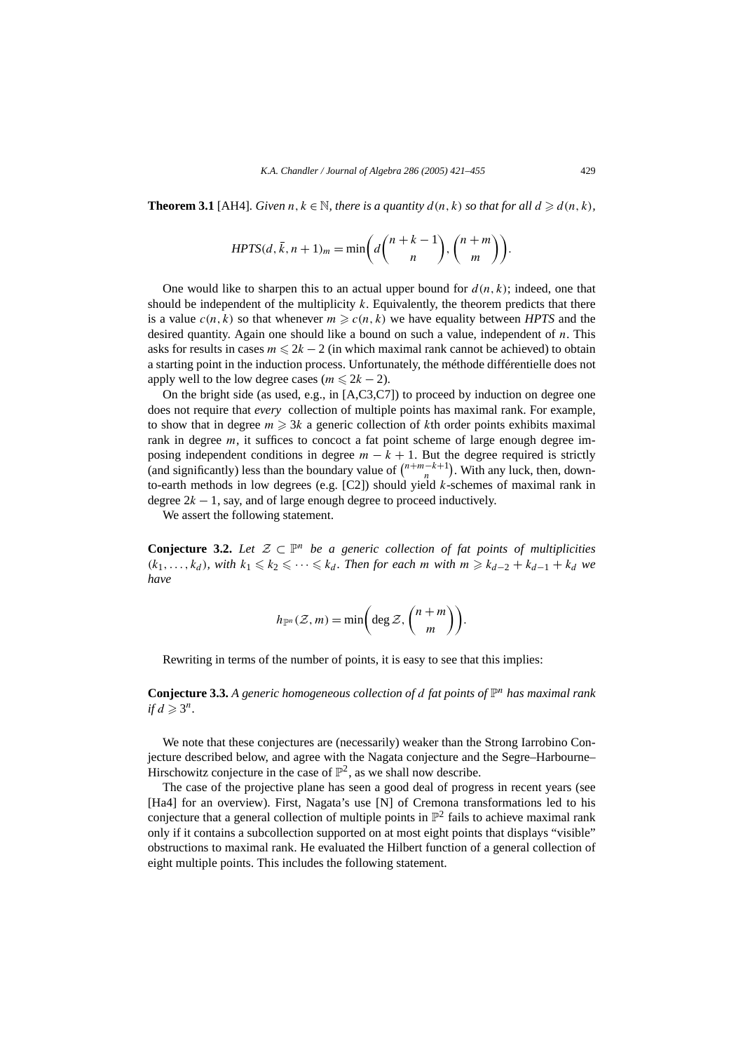**Theorem 3.1** [AH4]. *Given $n, k \in \mathbb{N}$, there is a quantity $d(n,k)$ so that for all $d \geqslant d(n,k)$,*

$$HPTS(d, \bar{k}, n+1)_m = \min\left(d\binom{n+k-1}{n}, \binom{n+m}{m}\right).$$

One would like to sharpen this to an actual upper bound for $d(n,k)$; indeed, one that should be independent of the multiplicity $k$. Equivalently, the theorem predicts that there is a value $c(n,k)$ so that whenever $m \geqslant c(n,k)$ we have equality between *HPTS* and the desired quantity. Again one should like a bound on such a value, independent of $n$. This asks for results in cases $m \leqslant 2k-2$ (in which maximal rank cannot be achieved) to obtain a starting point in the induction process. Unfortunately, the méthode différentielle does not apply well to the low degree cases ($m \leqslant 2k-2$).

On the bright side (as used, e.g., in [A,C3,C7]) to proceed by induction on degree one does not require that *every* collection of multiple points has maximal rank. For example, to show that in degree $m \geqslant 3k$ a generic collection of $k$th order points exhibits maximal rank in degree $m$, it suffices to concoct a fat point scheme of large enough degree imposing independent conditions in degree $m-k+1$. But the degree required is strictly (and significantly) less than the boundary value of $\binom{n+m-k+1}{n}$. With any luck, then, down-to-earth methods in low degrees (e.g. [C2]) should yield $k$-schemes of maximal rank in degree $2k-1$, say, and of large enough degree to proceed inductively.

We assert the following statement.

**Conjecture 3.2.** *Let $\mathcal{Z} \subset \mathbb{P}^n$ be a generic collection of fat points of multiplicities $(k_1, \ldots, k_d)$, with $k_1 \leqslant k_2 \leqslant \cdots \leqslant k_d$. Then for each $m$ with $m \geqslant k_{d-2} + k_{d-1} + k_d$ we have*

$$h_{\mathbb{P}^n}(\mathcal{Z}, m) = \min\left(\deg \mathcal{Z}, \binom{n+m}{m}\right).$$

Rewriting in terms of the number of points, it is easy to see that this implies:

**Conjecture 3.3.** *A generic homogeneous collection of $d$ fat points of $\mathbb{P}^n$ has maximal rank if $d \geqslant 3^n$.*

We note that these conjectures are (necessarily) weaker than the Strong Iarrobino Conjecture described below, and agree with the Nagata conjecture and the Segre–Harbourne–Hirschowitz conjecture in the case of $\mathbb{P}^2$, as we shall now describe.

The case of the projective plane has seen a good deal of progress in recent years (see [Ha4] for an overview). First, Nagata's use [N] of Cremona transformations led to his conjecture that a general collection of multiple points in $\mathbb{P}^2$ fails to achieve maximal rank only if it contains a subcollection supported on at most eight points that displays "visible" obstructions to maximal rank. He evaluated the Hilbert function of a general collection of eight multiple points. This includes the following statement.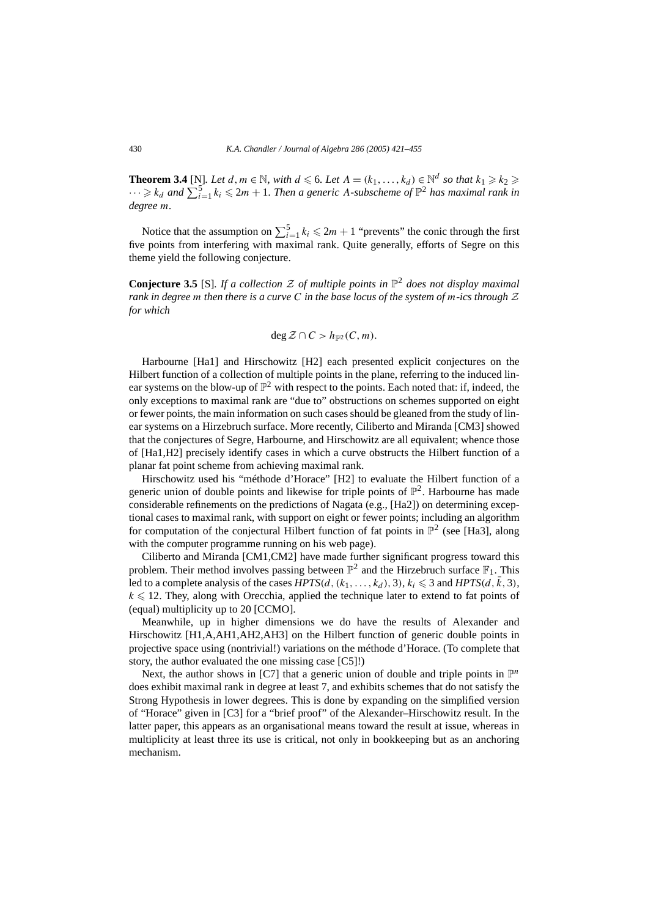**Theorem 3.4** [N]. *Let $d, m \in \mathbb{N}$, with $d \leqslant 6$. Let $A = (k_1, \ldots, k_d) \in \mathbb{N}^d$ so that $k_1 \geqslant k_2 \geqslant \cdots \geqslant k_d$ and $\sum_{i=1}^{5} k_i \leqslant 2m + 1$. Then a generic A-subscheme of $\mathbb{P}^2$ has maximal rank in degree m.*

Notice that the assumption on $\sum_{i=1}^{5} k_i \leqslant 2m + 1$ "prevents" the conic through the first five points from interfering with maximal rank. Quite generally, efforts of Segre on this theme yield the following conjecture.

**Conjecture 3.5** [S]. *If a collection $\mathcal{Z}$ of multiple points in $\mathbb{P}^2$ does not display maximal rank in degree m then there is a curve C in the base locus of the system of m-ics through $\mathcal{Z}$ for which*

$$\deg \mathcal{Z} \cap C > h_{\mathbb{P}^2}(C, m).$$

Harbourne [Ha1] and Hirschowitz [H2] each presented explicit conjectures on the Hilbert function of a collection of multiple points in the plane, referring to the induced linear systems on the blow-up of $\mathbb{P}^2$ with respect to the points. Each noted that: if, indeed, the only exceptions to maximal rank are "due to" obstructions on schemes supported on eight or fewer points, the main information on such cases should be gleaned from the study of linear systems on a Hirzebruch surface. More recently, Ciliberto and Miranda [CM3] showed that the conjectures of Segre, Harbourne, and Hirschowitz are all equivalent; whence those of [Ha1,H2] precisely identify cases in which a curve obstructs the Hilbert function of a planar fat point scheme from achieving maximal rank.

Hirschowitz used his "méthode d'Horace" [H2] to evaluate the Hilbert function of a generic union of double points and likewise for triple points of $\mathbb{P}^2$. Harbourne has made considerable refinements on the predictions of Nagata (e.g., [Ha2]) on determining exceptional cases to maximal rank, with support on eight or fewer points; including an algorithm for computation of the conjectural Hilbert function of fat points in $\mathbb{P}^2$ (see [Ha3], along with the computer programme running on his web page).

Ciliberto and Miranda [CM1,CM2] have made further significant progress toward this problem. Their method involves passing between $\mathbb{P}^2$ and the Hirzebruch surface $\mathbb{F}_1$. This led to a complete analysis of the cases $HPTS(d, (k_1, \ldots, k_d), 3)$, $k_i \leqslant 3$ and $HPTS(d, \bar{k}, 3)$, $k \leqslant 12$. They, along with Orecchia, applied the technique later to extend to fat points of (equal) multiplicity up to 20 [CCMO].

Meanwhile, up in higher dimensions we do have the results of Alexander and Hirschowitz [H1,A,AH1,AH2,AH3] on the Hilbert function of generic double points in projective space using (nontrivial!) variations on the méthode d'Horace. (To complete that story, the author evaluated the one missing case [C5]!)

Next, the author shows in [C7] that a generic union of double and triple points in $\mathbb{P}^n$ does exhibit maximal rank in degree at least 7, and exhibits schemes that do not satisfy the Strong Hypothesis in lower degrees. This is done by expanding on the simplified version of "Horace" given in [C3] for a "brief proof" of the Alexander–Hirschowitz result. In the latter paper, this appears as an organisational means toward the result at issue, whereas in multiplicity at least three its use is critical, not only in bookkeeping but as an anchoring mechanism.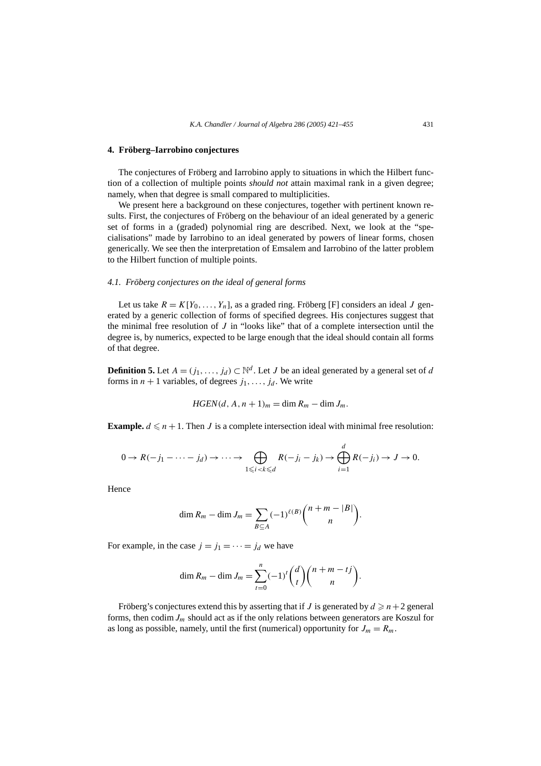## 4. Fröberg–Iarrobino conjectures

The conjectures of Fröberg and Iarrobino apply to situations in which the Hilbert function of a collection of multiple points *should not* attain maximal rank in a given degree; namely, when that degree is small compared to multiplicities.

We present here a background on these conjectures, together with pertinent known results. First, the conjectures of Fröberg on the behaviour of an ideal generated by a generic set of forms in a (graded) polynomial ring are described. Next, we look at the "specialisations" made by Iarrobino to an ideal generated by powers of linear forms, chosen generically. We see then the interpretation of Emsalem and Iarrobino of the latter problem to the Hilbert function of multiple points.

### *4.1. Fröberg conjectures on the ideal of general forms*

Let us take $R = K[Y_0, \dots, Y_n]$, as a graded ring. Fröberg [F] considers an ideal $J$ generated by a generic collection of forms of specified degrees. His conjectures suggest that the minimal free resolution of $J$ in "looks like" that of a complete intersection until the degree is, by numerics, expected to be large enough that the ideal should contain all forms of that degree.

**Definition 5.** Let $A = (j_1, \dots, j_d) \subset \mathbb{N}^d$. Let $J$ be an ideal generated by a general set of $d$ forms in $n+1$ variables, of degrees $j_1, \dots, j_d$. We write

$$HGEN(d, A, n+1)_m = \dim R_m - \dim J_m.$$

**Example.** $d \leqslant n+1$. Then $J$ is a complete intersection ideal with minimal free resolution:

$$0 \to R(-j_1 - \cdots - j_d) \to \cdots \to \bigoplus_{1 \leqslant i < k \leqslant d} R(-j_i - j_k) \to \bigoplus_{i=1}^{d} R(-j_i) \to J \to 0.$$

Hence

$$\dim R_m - \dim J_m = \sum_{B \subseteq A} (-1)^{\ell(B)} \binom{n+m-|B|}{n}.$$

For example, in the case $j = j_1 = \cdots = j_d$ we have

$$\dim R_m - \dim J_m = \sum_{t=0}^{n} (-1)^t \binom{d}{t} \binom{n+m-tj}{n}.$$

Fröberg's conjectures extend this by asserting that if $J$ is generated by $d \geqslant n+2$ general forms, then codim $J_m$ should act as if the only relations between generators are Koszul for as long as possible, namely, until the first (numerical) opportunity for $J_m = R_m$.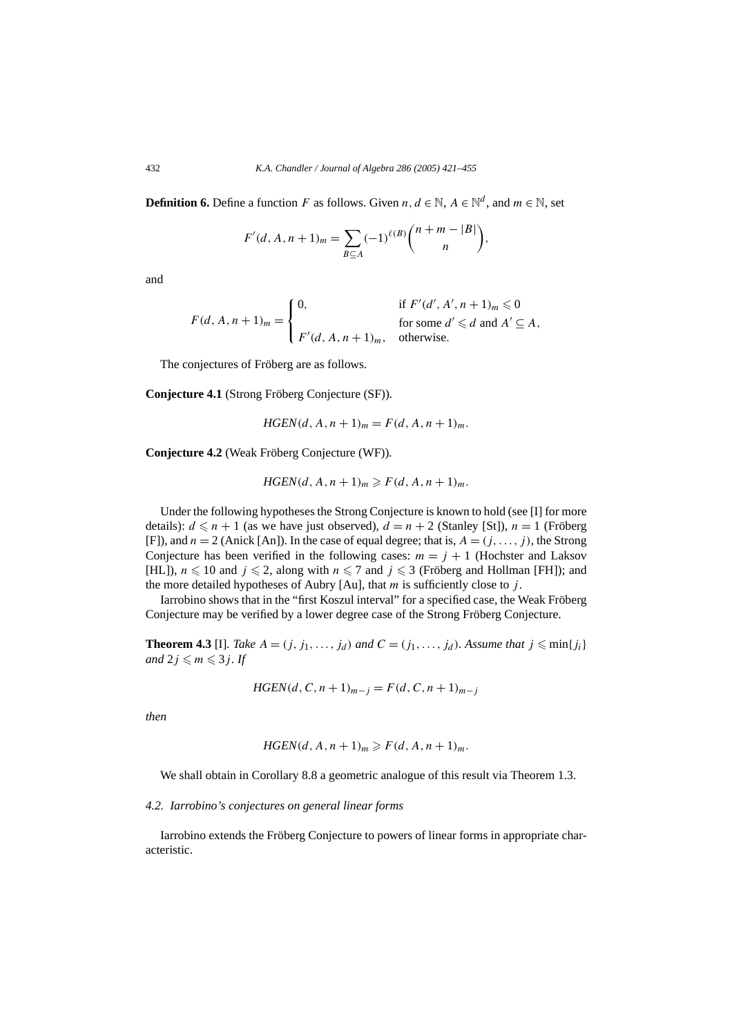**Definition 6.** Define a function $F$ as follows. Given $n, d \in \mathbb{N}$, $A \in \mathbb{N}^d$, and $m \in \mathbb{N}$, set

$$F'(d, A, n+1)_m = \sum_{B \subseteq A} (-1)^{\ell(B)} \binom{n+m-|B|}{n},$$

and

$$F(d, A, n+1)_m = \begin{cases} 0, & \text{if } F'(d', A', n+1)_m \leqslant 0 \\ & \text{for some } d' \leqslant d \text{ and } A' \subseteq A, \\ F'(d, A, n+1)_m, & \text{otherwise.} \end{cases}$$

The conjectures of Fröberg are as follows.

**Conjecture 4.1** (Strong Fröberg Conjecture (SF)).

$$\mathit{HGEN}(d, A, n+1)_m = F(d, A, n+1)_m.$$

**Conjecture 4.2** (Weak Fröberg Conjecture (WF)).

$$\mathit{HGEN}(d, A, n+1)_m \geqslant F(d, A, n+1)_m.$$

Under the following hypotheses the Strong Conjecture is known to hold (see [I] for more details): $d \leqslant n+1$ (as we have just observed), $d = n+2$ (Stanley [St]), $n = 1$ (Fröberg [F]), and $n = 2$ (Anick [An]). In the case of equal degree; that is, $A = (j, \ldots, j)$, the Strong Conjecture has been verified in the following cases: $m = j+1$ (Hochster and Laksov [HL]), $n \leqslant 10$ and $j \leqslant 2$, along with $n \leqslant 7$ and $j \leqslant 3$ (Fröberg and Hollman [FH]); and the more detailed hypotheses of Aubry [Au], that $m$ is sufficiently close to $j$.

Iarrobino shows that in the "first Koszul interval" for a specified case, the Weak Fröberg Conjecture may be verified by a lower degree case of the Strong Fröberg Conjecture.

**Theorem 4.3** [I]. *Take $A = (j, j_1, \ldots, j_d)$ and $C = (j_1, \ldots, j_d)$. Assume that $j \leqslant \min\{j_i\}$ and $2j \leqslant m \leqslant 3j$. If*

$$\mathit{HGEN}(d, C, n+1)_{m-j} = F(d, C, n+1)_{m-j}$$

*then*

$$\mathit{HGEN}(d, A, n+1)_m \geqslant F(d, A, n+1)_m.$$

We shall obtain in Corollary 8.8 a geometric analogue of this result via Theorem 1.3.

### 4.2. Iarrobino's conjectures on general linear forms

Iarrobino extends the Fröberg Conjecture to powers of linear forms in appropriate characteristic.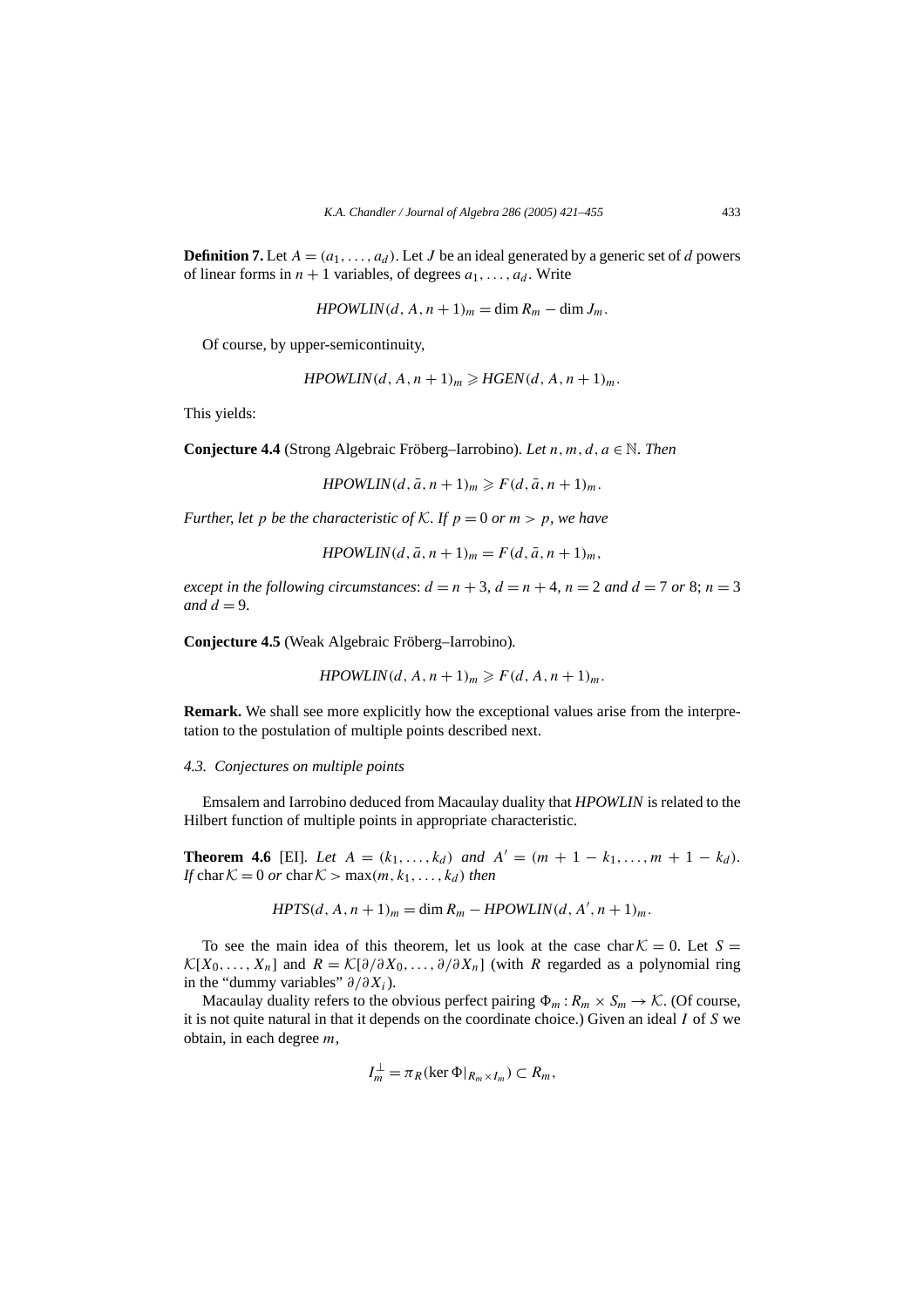**Definition 7.** Let $A = (a_1, \ldots, a_d)$. Let $J$ be an ideal generated by a generic set of $d$ powers of linear forms in $n+1$ variables, of degrees $a_1, \ldots, a_d$. Write

$$HPOWLIN(d, A, n+1)_m = \dim R_m - \dim J_m.$$

Of course, by upper-semicontinuity,

$$HPOWLIN(d, A, n+1)_m \geqslant HGEN(d, A, n+1)_m.$$

This yields:

**Conjecture 4.4** (Strong Algebraic Fröberg–Iarrobino). *Let $n, m, d, a \in \mathbb{N}$. Then*

$$HPOWLIN(d, \bar{a}, n+1)_m \geqslant F(d, \bar{a}, n+1)_m.$$

*Further, let $p$ be the characteristic of $\mathcal{K}$. If $p = 0$ or $m > p$, we have*

$$HPOWLIN(d, \bar{a}, n+1)_m = F(d, \bar{a}, n+1)_m,$$

*except in the following circumstances*: $d = n+3$, $d = n+4$, $n = 2$ *and* $d = 7$ *or* $8$; $n = 3$ *and* $d = 9$.

**Conjecture 4.5** (Weak Algebraic Fröberg–Iarrobino).

$$HPOWLIN(d, A, n+1)_m \geqslant F(d, A, n+1)_m.$$

**Remark.** We shall see more explicitly how the exceptional values arise from the interpretation to the postulation of multiple points described next.

### 4.3. Conjectures on multiple points

Emsalem and Iarrobino deduced from Macaulay duality that *HPOWLIN* is related to the Hilbert function of multiple points in appropriate characteristic.

**Theorem 4.6** [EI]. *Let $A = (k_1, \ldots, k_d)$ and $A' = (m+1-k_1, \ldots, m+1-k_d)$. If $\operatorname{char} \mathcal{K} = 0$ or $\operatorname{char} \mathcal{K} > \max(m, k_1, \ldots, k_d)$ then*

$$HPTS(d, A, n+1)_m = \dim R_m - HPOWLIN(d, A', n+1)_m.$$

To see the main idea of this theorem, let us look at the case $\operatorname{char} \mathcal{K} = 0$. Let $S = \mathcal{K}[X_0, \ldots, X_n]$ and $R = \mathcal{K}[\partial/\partial X_0, \ldots, \partial/\partial X_n]$ (with $R$ regarded as a polynomial ring in the "dummy variables" $\partial/\partial X_i$).

Macaulay duality refers to the obvious perfect pairing $\Phi_m : R_m \times S_m \to \mathcal{K}$. (Of course, it is not quite natural in that it depends on the coordinate choice.) Given an ideal $I$ of $S$ we obtain, in each degree $m$,

$$I_m^{\perp} = \pi_R(\ker \Phi|_{R_m \times I_m}) \subset R_m,$$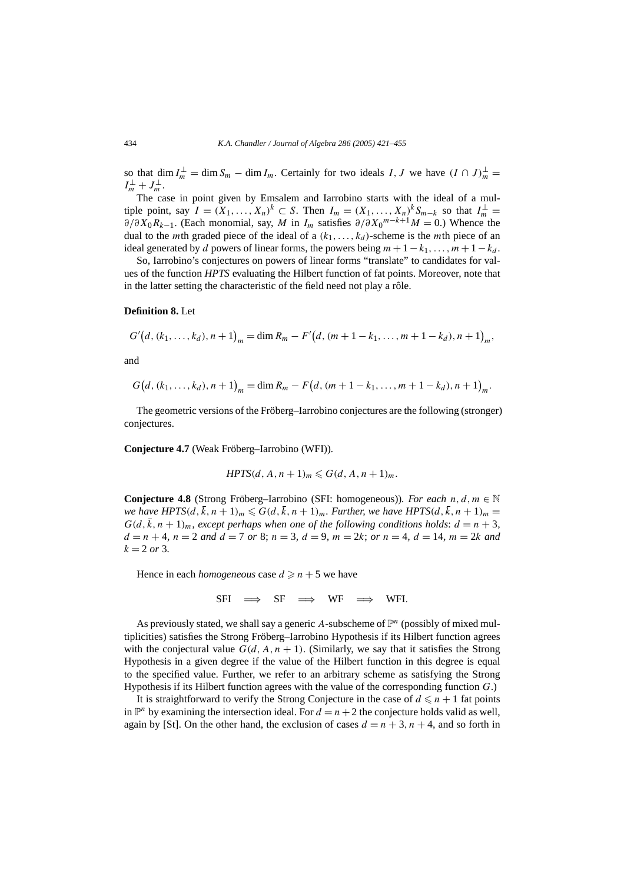so that $\dim I_m^{\perp} = \dim S_m - \dim I_m$. Certainly for two ideals $I, J$ we have $(I \cap J)_m^{\perp} = I_m^{\perp} + J_m^{\perp}$.

The case in point given by Emsalem and Iarrobino starts with the ideal of a multiple point, say $I = (X_1, \ldots, X_n)^k \subset S$. Then $I_m = (X_1, \ldots, X_n)^k S_{m-k}$ so that $I_m^{\perp} = \partial/\partial X_0 R_{k-1}$. (Each monomial, say, $M$ in $I_m$ satisfies $\partial/\partial X_0{}^{m-k+1} M = 0$.) Whence the dual to the $m$th graded piece of the ideal of a $(k_1, \ldots, k_d)$-scheme is the $m$th piece of an ideal generated by $d$ powers of linear forms, the powers being $m+1-k_1, \ldots, m+1-k_d$.

So, Iarrobino's conjectures on powers of linear forms "translate" to candidates for values of the function *HPTS* evaluating the Hilbert function of fat points. Moreover, note that in the latter setting the characteristic of the field need not play a rôle.

**Definition 8.** Let

$$G'\big(d, (k_1, \ldots, k_d), n+1\big)_m = \dim R_m - F'\big(d, (m+1-k_1, \ldots, m+1-k_d), n+1\big)_m,$$

and

$$G\big(d, (k_1, \ldots, k_d), n+1\big)_m = \dim R_m - F\big(d, (m+1-k_1, \ldots, m+1-k_d), n+1\big)_m.$$

The geometric versions of the Fröberg–Iarrobino conjectures are the following (stronger) conjectures.

**Conjecture 4.7** (Weak Fröberg–Iarrobino (WFI)).

$$HPTS(d, A, n+1)_m \leqslant G(d, A, n+1)_m.$$

**Conjecture 4.8** (Strong Fröberg–Iarrobino (SFI: homogeneous)). *For each $n, d, m \in \mathbb{N}$ we have $HPTS(d, \bar{k}, n+1)_m \leqslant G(d, \bar{k}, n+1)_m$. Further, we have $HPTS(d, \bar{k}, n+1)_m = G(d, \bar{k}, n+1)_m$, except perhaps when one of the following conditions holds*: $d = n+3$, $d = n+4$, $n = 2$ *and* $d = 7$ *or* 8; $n = 3$, $d = 9$, $m = 2k$; *or* $n = 4$, $d = 14$, $m = 2k$ *and* $k = 2$ *or* 3.

Hence in each *homogeneous* case $d \geqslant n+5$ we have

$$\text{SFI} \implies \text{SF} \implies \text{WF} \implies \text{WFI}.$$

As previously stated, we shall say a generic $A$-subscheme of $\mathbb{P}^n$ (possibly of mixed multiplicities) satisfies the Strong Fröberg–Iarrobino Hypothesis if its Hilbert function agrees with the conjectural value $G(d, A, n+1)$. (Similarly, we say that it satisfies the Strong Hypothesis in a given degree if the value of the Hilbert function in this degree is equal to the specified value. Further, we refer to an arbitrary scheme as satisfying the Strong Hypothesis if its Hilbert function agrees with the value of the corresponding function $G$.)

It is straightforward to verify the Strong Conjecture in the case of $d \leqslant n+1$ fat points in $\mathbb{P}^n$ by examining the intersection ideal. For $d = n+2$ the conjecture holds valid as well, again by [St]. On the other hand, the exclusion of cases $d = n+3, n+4$, and so forth in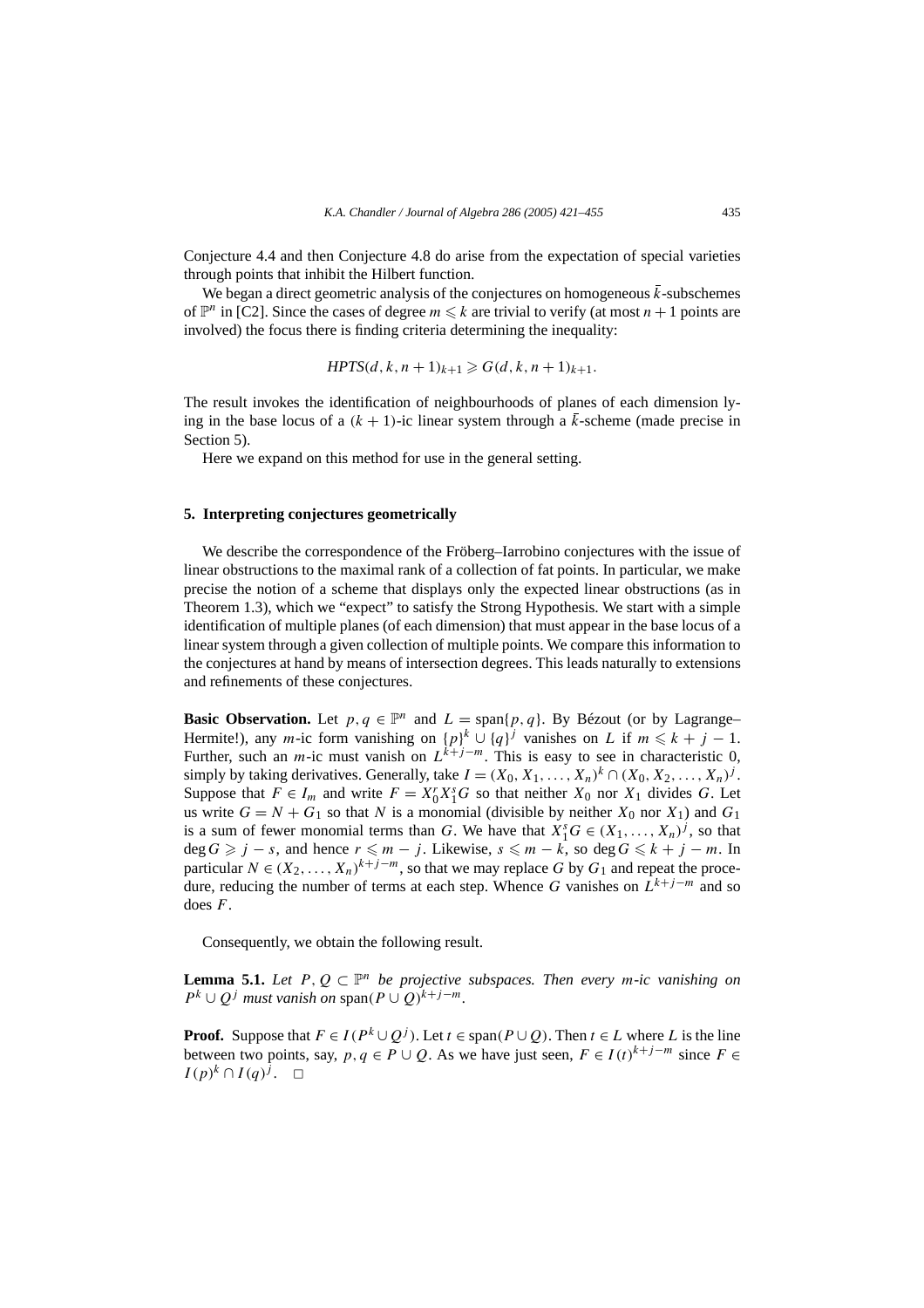Conjecture 4.4 and then Conjecture 4.8 do arise from the expectation of special varieties through points that inhibit the Hilbert function.

We began a direct geometric analysis of the conjectures on homogeneous $\bar{k}$-subschemes of $\mathbb{P}^n$ in [C2]. Since the cases of degree $m \leqslant k$ are trivial to verify (at most $n+1$ points are involved) the focus there is finding criteria determining the inequality:

$$HPTS(d,k,n+1)_{k+1} \geqslant G(d,k,n+1)_{k+1}.$$

The result invokes the identification of neighbourhoods of planes of each dimension lying in the base locus of a $(k+1)$-ic linear system through a $\bar{k}$-scheme (made precise in Section 5).

Here we expand on this method for use in the general setting.

## 5. Interpreting conjectures geometrically

We describe the correspondence of the Fröberg–Iarrobino conjectures with the issue of linear obstructions to the maximal rank of a collection of fat points. In particular, we make precise the notion of a scheme that displays only the expected linear obstructions (as in Theorem 1.3), which we "expect" to satisfy the Strong Hypothesis. We start with a simple identification of multiple planes (of each dimension) that must appear in the base locus of a linear system through a given collection of multiple points. We compare this information to the conjectures at hand by means of intersection degrees. This leads naturally to extensions and refinements of these conjectures.

**Basic Observation.** Let $p, q \in \mathbb{P}^n$ and $L = \operatorname{span}\{p, q\}$. By Bézout (or by Lagrange–Hermite!), any $m$-ic form vanishing on $\{p\}^k \cup \{q\}^j$ vanishes on $L$ if $m \leqslant k+j-1$. Further, such an $m$-ic must vanish on $L^{k+j-m}$. This is easy to see in characteristic 0, simply by taking derivatives. Generally, take $I = (X_0, X_1, \dots, X_n)^k \cap (X_0, X_2, \dots, X_n)^j$. Suppose that $F \in I_m$ and write $F = X_0^r X_1^s G$ so that neither $X_0$ nor $X_1$ divides $G$. Let us write $G = N + G_1$ so that $N$ is a monomial (divisible by neither $X_0$ nor $X_1$) and $G_1$ is a sum of fewer monomial terms than $G$. We have that $X_1^s G \in (X_1, \dots, X_n)^j$, so that $\deg G \geqslant j - s$, and hence $r \leqslant m - j$. Likewise, $s \leqslant m - k$, so $\deg G \leqslant k + j - m$. In particular $N \in (X_2, \dots, X_n)^{k+j-m}$, so that we may replace $G$ by $G_1$ and repeat the procedure, reducing the number of terms at each step. Whence $G$ vanishes on $L^{k+j-m}$ and so does $F$.

Consequently, we obtain the following result.

**Lemma 5.1.** *Let $P, Q \subset \mathbb{P}^n$ be projective subspaces. Then every $m$-ic vanishing on $P^k \cup Q^j$ must vanish on $\operatorname{span}(P \cup Q)^{k+j-m}$.*

**Proof.** Suppose that $F \in I(P^k \cup Q^j)$. Let $t \in \operatorname{span}(P \cup Q)$. Then $t \in L$ where $L$ is the line between two points, say, $p, q \in P \cup Q$. As we have just seen, $F \in I(t)^{k+j-m}$ since $F \in I(p)^k \cap I(q)^j$. $\square$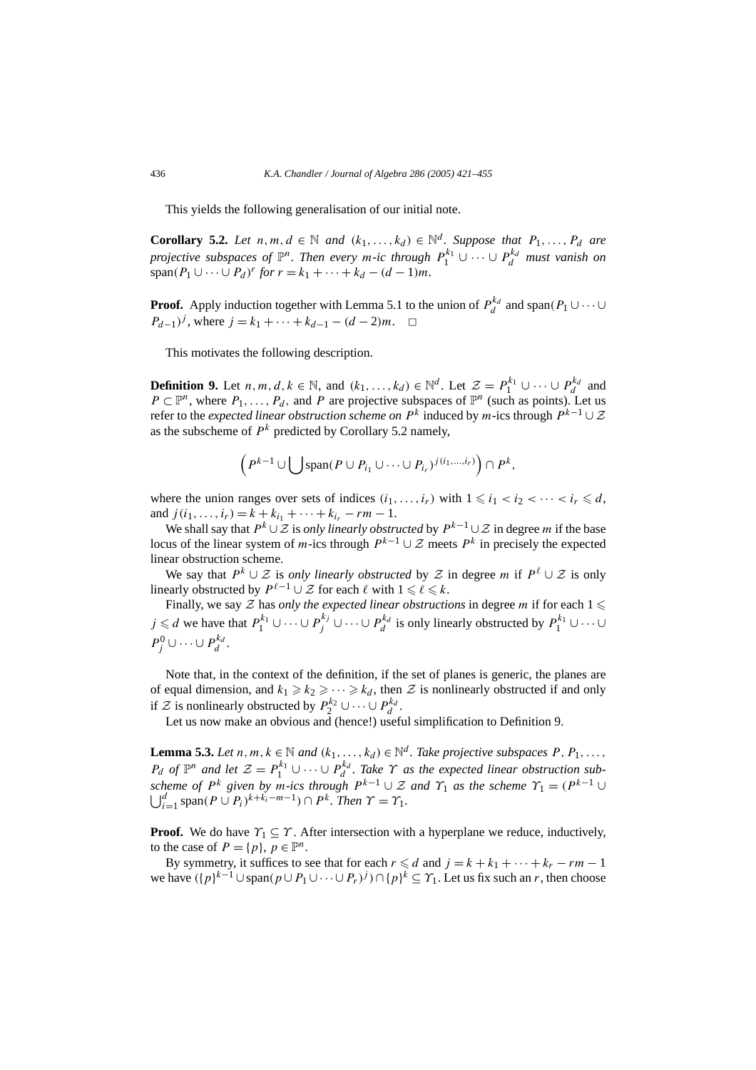This yields the following generalisation of our initial note.

**Corollary 5.2.** *Let $n, m, d \in \mathbb{N}$ and $(k_1, \ldots, k_d) \in \mathbb{N}^d$. Suppose that $P_1, \ldots, P_d$ are projective subspaces of $\mathbb{P}^n$. Then every $m$-ic through $P_1^{k_1} \cup \cdots \cup P_d^{k_d}$ must vanish on $\operatorname{span}(P_1 \cup \cdots \cup P_d)^r$ for $r = k_1 + \cdots + k_d - (d-1)m$.*

**Proof.** Apply induction together with Lemma 5.1 to the union of $P_d^{k_d}$ and $\operatorname{span}(P_1 \cup \cdots \cup P_{d-1})^j$, where $j = k_1 + \cdots + k_{d-1} - (d-2)m$. $\square$

This motivates the following description.

**Definition 9.** Let $n, m, d, k \in \mathbb{N}$, and $(k_1, \ldots, k_d) \in \mathbb{N}^d$. Let $\mathcal{Z} = P_1^{k_1} \cup \cdots \cup P_d^{k_d}$ and $P \subset \mathbb{P}^n$, where $P_1, \ldots, P_d$, and $P$ are projective subspaces of $\mathbb{P}^n$ (such as points). Let us refer to the *expected linear obstruction scheme on $P^k$* induced by $m$-ics through $P^{k-1} \cup \mathcal{Z}$ as the subscheme of $P^k$ predicted by Corollary 5.2 namely,

$$\Bigl(P^{k-1} \cup \bigcup \operatorname{span}(P \cup P_{i_1} \cup \cdots \cup P_{i_r})^{j(i_1,\ldots,i_r)}\Bigr) \cap P^k,$$

where the union ranges over sets of indices $(i_1, \ldots, i_r)$ with $1 \leqslant i_1 < i_2 < \cdots < i_r \leqslant d$, and $j(i_1, \ldots, i_r) = k + k_{i_1} + \cdots + k_{i_r} - rm - 1$.

We shall say that $P^k \cup \mathcal{Z}$ is *only linearly obstructed* by $P^{k-1} \cup \mathcal{Z}$ in degree $m$ if the base locus of the linear system of $m$-ics through $P^{k-1} \cup \mathcal{Z}$ meets $P^k$ in precisely the expected linear obstruction scheme.

We say that $P^k \cup \mathcal{Z}$ is *only linearly obstructed* by $\mathcal{Z}$ in degree $m$ if $P^\ell \cup \mathcal{Z}$ is only linearly obstructed by $P^{\ell-1} \cup \mathcal{Z}$ for each $\ell$ with $1 \leqslant \ell \leqslant k$.

Finally, we say $\mathcal{Z}$ has *only the expected linear obstructions* in degree $m$ if for each $1 \leqslant j \leqslant d$ we have that $P_1^{k_1} \cup \cdots \cup P_j^{k_j} \cup \cdots \cup P_d^{k_d}$ is only linearly obstructed by $P_1^{k_1} \cup \cdots \cup P_j^0 \cup \cdots \cup P_d^{k_d}$.

Note that, in the context of the definition, if the set of planes is generic, the planes are of equal dimension, and $k_1 \geqslant k_2 \geqslant \cdots \geqslant k_d$, then $\mathcal{Z}$ is nonlinearly obstructed if and only if $\mathcal{Z}$ is nonlinearly obstructed by $P_2^{k_2} \cup \cdots \cup P_d^{k_d}$.

Let us now make an obvious and (hence!) useful simplification to Definition 9.

**Lemma 5.3.** *Let $n, m, k \in \mathbb{N}$ and $(k_1, \ldots, k_d) \in \mathbb{N}^d$. Take projective subspaces $P, P_1, \ldots, P_d$ of $\mathbb{P}^n$ and let $\mathcal{Z} = P_1^{k_1} \cup \cdots \cup P_d^{k_d}$. Take $\Upsilon$ as the expected linear obstruction subscheme of $P^k$ given by $m$-ics through $P^{k-1} \cup \mathcal{Z}$ and $\Upsilon_1$ as the scheme $\Upsilon_1 = (P^{k-1} \cup \bigcup_{i=1}^d \operatorname{span}(P \cup P_i)^{k+k_i-m-1}) \cap P^k$. Then $\Upsilon = \Upsilon_1$.*

**Proof.** We do have $\Upsilon_1 \subseteq \Upsilon$. After intersection with a hyperplane we reduce, inductively, to the case of $P = \{p\}$, $p \in \mathbb{P}^n$.

By symmetry, it suffices to see that for each $r \leqslant d$ and $j = k + k_1 + \cdots + k_r - rm - 1$ we have $(\{p\}^{k-1} \cup \operatorname{span}(p \cup P_1 \cup \cdots \cup P_r)^j) \cap \{p\}^k \subseteq \Upsilon_1$. Let us fix such an $r$, then choose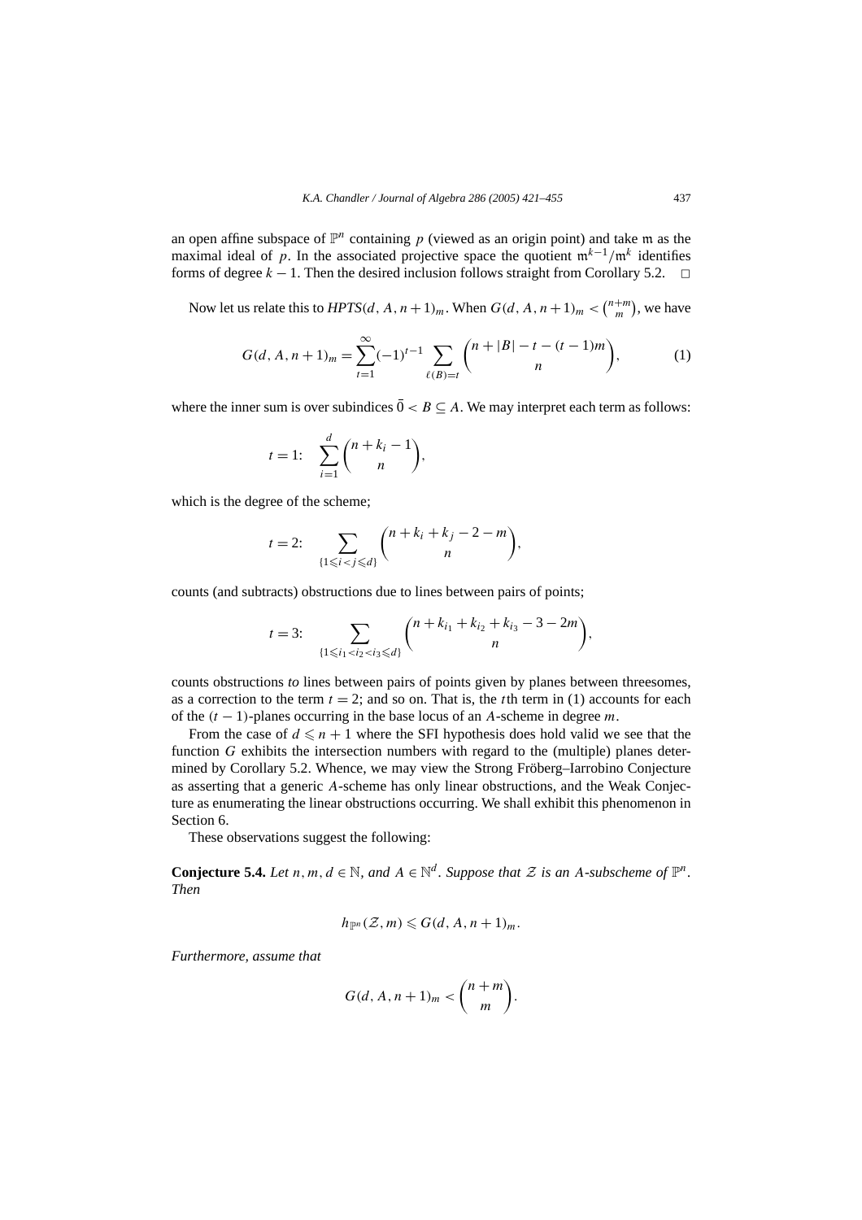an open affine subspace of $\mathbb{P}^n$ containing $p$ (viewed as an origin point) and take $\mathfrak{m}$ as the maximal ideal of $p$. In the associated projective space the quotient $\mathfrak{m}^{k-1}/\mathfrak{m}^k$ identifies forms of degree $k-1$. Then the desired inclusion follows straight from Corollary 5.2. $\square$

Now let us relate this to $HPTS(d, A, n+1)_m$. When $G(d, A, n+1)_m < \binom{n+m}{m}$, we have

$$G(d, A, n+1)_m = \sum_{t=1}^{\infty} (-1)^{t-1} \sum_{\ell(B)=t} \binom{n+|B|-t-(t-1)m}{n}, \tag{1}$$

where the inner sum is over subindices $\bar{0} < B \subseteq A$. We may interpret each term as follows:

$$t = 1: \quad \sum_{i=1}^{d} \binom{n+k_i-1}{n},$$

which is the degree of the scheme;

$$t = 2: \quad \sum_{\{1 \leqslant i < j \leqslant d\}} \binom{n+k_i+k_j-2-m}{n},$$

counts (and subtracts) obstructions due to lines between pairs of points;

$$t = 3: \quad \sum_{\{1 \leqslant i_1 < i_2 < i_3 \leqslant d\}} \binom{n+k_{i_1}+k_{i_2}+k_{i_3}-3-2m}{n},$$

counts obstructions *to* lines between pairs of points given by planes between threesomes, as a correction to the term $t = 2$; and so on. That is, the $t$th term in (1) accounts for each of the $(t-1)$-planes occurring in the base locus of an $A$-scheme in degree $m$.

From the case of $d \leqslant n+1$ where the SFI hypothesis does hold valid we see that the function $G$ exhibits the intersection numbers with regard to the (multiple) planes determined by Corollary 5.2. Whence, we may view the Strong Fröberg–Iarrobino Conjecture as asserting that a generic $A$-scheme has only linear obstructions, and the Weak Conjecture as enumerating the linear obstructions occurring. We shall exhibit this phenomenon in Section 6.

These observations suggest the following:

**Conjecture 5.4.** *Let $n, m, d \in \mathbb{N}$, and $A \in \mathbb{N}^d$. Suppose that $\mathcal{Z}$ is an $A$-subscheme of $\mathbb{P}^n$. Then*

$$h_{\mathbb{P}^n}(\mathcal{Z}, m) \leqslant G(d, A, n+1)_m.$$

*Furthermore, assume that*

$$G(d, A, n+1)_m < \binom{n+m}{m}.$$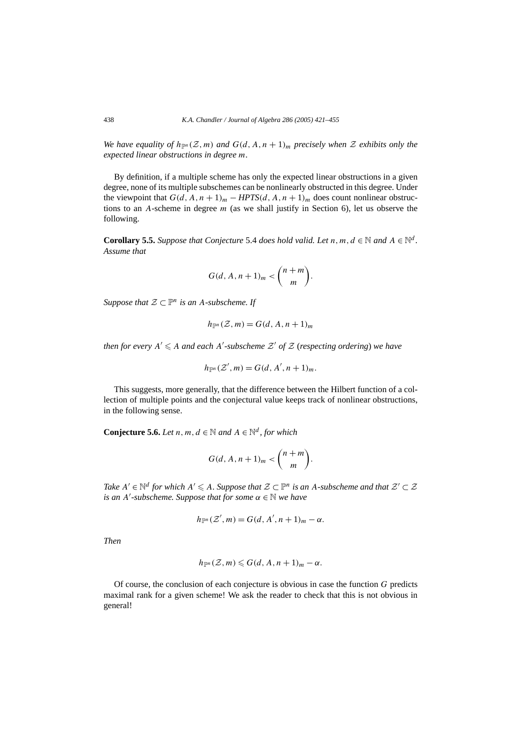*We have equality of $h_{\mathbb{P}^n}(\mathcal{Z}, m)$ and $G(d, A, n+1)_m$ precisely when $\mathcal{Z}$ exhibits only the expected linear obstructions in degree $m$.*

By definition, if a multiple scheme has only the expected linear obstructions in a given degree, none of its multiple subschemes can be nonlinearly obstructed in this degree. Under the viewpoint that $G(d, A, n+1)_m - \mathit{HPTS}(d, A, n+1)_m$ does count nonlinear obstructions to an $A$-scheme in degree $m$ (as we shall justify in Section 6), let us observe the following.

**Corollary 5.5.** *Suppose that Conjecture* 5.4 *does hold valid. Let $n, m, d \in \mathbb{N}$ and $A \in \mathbb{N}^d$. Assume that*

$$G(d, A, n+1)_m < \binom{n+m}{m}.$$

*Suppose that $\mathcal{Z} \subset \mathbb{P}^n$ is an $A$-subscheme. If*

$$h_{\mathbb{P}^n}(\mathcal{Z}, m) = G(d, A, n+1)_m$$

*then for every $A' \leqslant A$ and each $A'$-subscheme $\mathcal{Z}'$ of $\mathcal{Z}$* (*respecting ordering*) *we have*

$$h_{\mathbb{P}^n}(\mathcal{Z}', m) = G(d, A', n+1)_m.$$

This suggests, more generally, that the difference between the Hilbert function of a collection of multiple points and the conjectural value keeps track of nonlinear obstructions, in the following sense.

**Conjecture 5.6.** *Let $n, m, d \in \mathbb{N}$ and $A \in \mathbb{N}^d$, for which*

$$G(d, A, n+1)_m < \binom{n+m}{m}.$$

*Take $A' \in \mathbb{N}^d$ for which $A' \leqslant A$. Suppose that $\mathcal{Z} \subset \mathbb{P}^n$ is an $A$-subscheme and that $\mathcal{Z}' \subset \mathcal{Z}$ is an $A'$-subscheme. Suppose that for some $\alpha \in \mathbb{N}$ we have*

$$h_{\mathbb{P}^n}(\mathcal{Z}', m) = G(d, A', n+1)_m - \alpha.$$

*Then*

$$h_{\mathbb{P}^n}(\mathcal{Z}, m) \leqslant G(d, A, n+1)_m - \alpha.$$

Of course, the conclusion of each conjecture is obvious in case the function $G$ predicts maximal rank for a given scheme! We ask the reader to check that this is not obvious in general!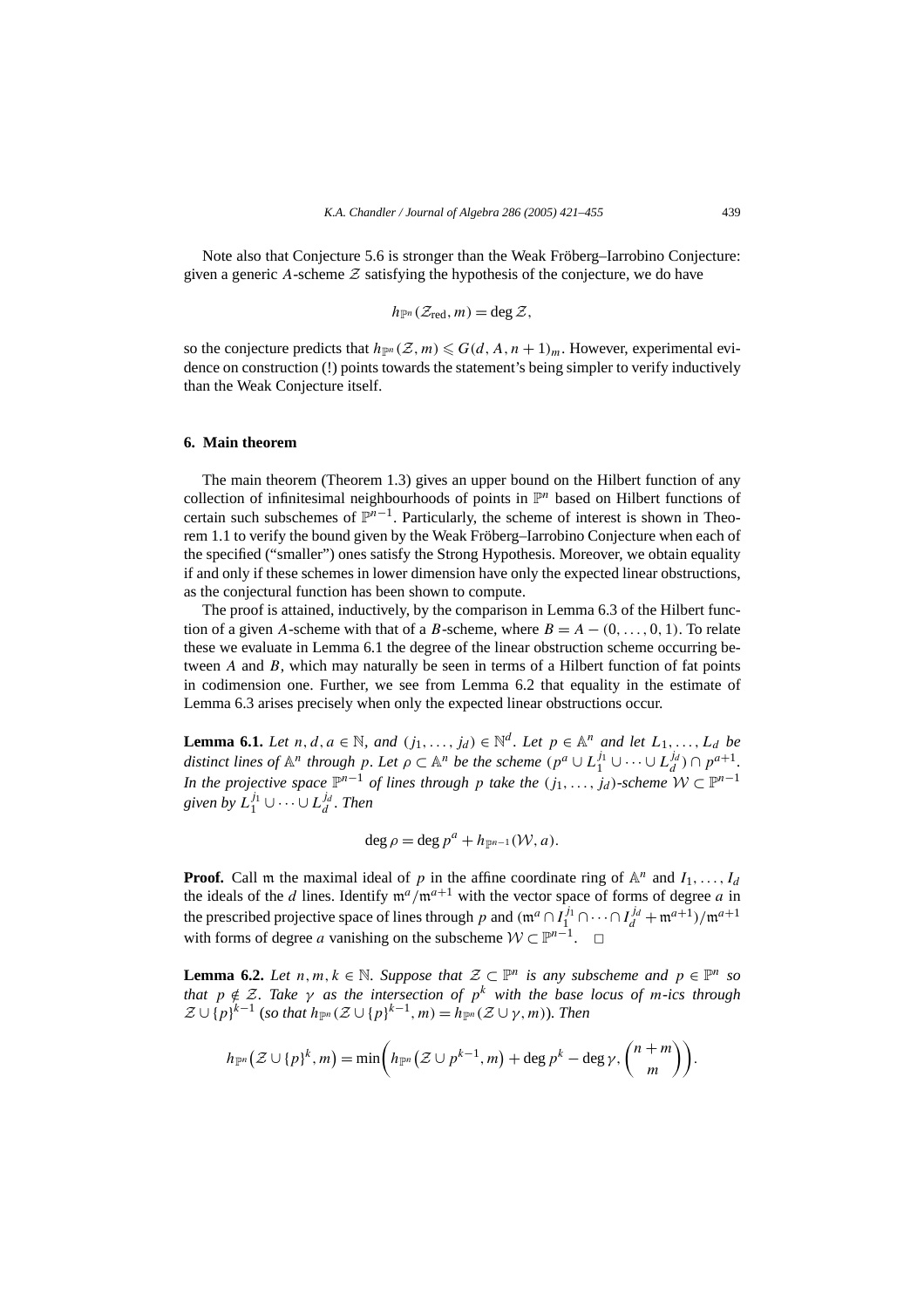Note also that Conjecture 5.6 is stronger than the Weak Fröberg–Iarrobino Conjecture: given a generic $A$-scheme $\mathcal{Z}$ satisfying the hypothesis of the conjecture, we do have

$$h_{\mathbb{P}^n}(\mathcal{Z}_{\text{red}}, m) = \deg \mathcal{Z},$$

so the conjecture predicts that $h_{\mathbb{P}^n}(\mathcal{Z}, m) \leqslant G(d, A, n+1)_m$. However, experimental evidence on construction (!) points towards the statement's being simpler to verify inductively than the Weak Conjecture itself.

## 6. Main theorem

The main theorem (Theorem 1.3) gives an upper bound on the Hilbert function of any collection of infinitesimal neighbourhoods of points in $\mathbb{P}^n$ based on Hilbert functions of certain such subschemes of $\mathbb{P}^{n-1}$. Particularly, the scheme of interest is shown in Theorem 1.1 to verify the bound given by the Weak Fröberg–Iarrobino Conjecture when each of the specified ("smaller") ones satisfy the Strong Hypothesis. Moreover, we obtain equality if and only if these schemes in lower dimension have only the expected linear obstructions, as the conjectural function has been shown to compute.

The proof is attained, inductively, by the comparison in Lemma 6.3 of the Hilbert function of a given $A$-scheme with that of a $B$-scheme, where $B = A - (0, \ldots, 0, 1)$. To relate these we evaluate in Lemma 6.1 the degree of the linear obstruction scheme occurring between $A$ and $B$, which may naturally be seen in terms of a Hilbert function of fat points in codimension one. Further, we see from Lemma 6.2 that equality in the estimate of Lemma 6.3 arises precisely when only the expected linear obstructions occur.

**Lemma 6.1.** *Let $n, d, a \in \mathbb{N}$, and $(j_1, \ldots, j_d) \in \mathbb{N}^d$. Let $p \in \mathbb{A}^n$ and let $L_1, \ldots, L_d$ be distinct lines of $\mathbb{A}^n$ through $p$. Let $\rho \subset \mathbb{A}^n$ be the scheme $(p^a \cup L_1^{j_1} \cup \cdots \cup L_d^{j_d}) \cap p^{a+1}$. In the projective space $\mathbb{P}^{n-1}$ of lines through $p$ take the $(j_1, \ldots, j_d)$-scheme $\mathcal{W} \subset \mathbb{P}^{n-1}$ given by $L_1^{j_1} \cup \cdots \cup L_d^{j_d}$. Then*

$$\deg \rho = \deg p^a + h_{\mathbb{P}^{n-1}}(\mathcal{W}, a).$$

**Proof.** Call $\mathfrak{m}$ the maximal ideal of $p$ in the affine coordinate ring of $\mathbb{A}^n$ and $I_1, \ldots, I_d$ the ideals of the $d$ lines. Identify $\mathfrak{m}^a/\mathfrak{m}^{a+1}$ with the vector space of forms of degree $a$ in the prescribed projective space of lines through $p$ and $(\mathfrak{m}^a \cap I_1^{j_1} \cap \cdots \cap I_d^{j_d} + \mathfrak{m}^{a+1})/\mathfrak{m}^{a+1}$ with forms of degree $a$ vanishing on the subscheme $\mathcal{W} \subset \mathbb{P}^{n-1}$. $\square$

**Lemma 6.2.** *Let $n, m, k \in \mathbb{N}$. Suppose that $\mathcal{Z} \subset \mathbb{P}^n$ is any subscheme and $p \in \mathbb{P}^n$ so that $p \notin \mathcal{Z}$. Take $\gamma$ as the intersection of $p^k$ with the base locus of $m$-ics through $\mathcal{Z} \cup \{p\}^{k-1}$ (so that $h_{\mathbb{P}^n}(\mathcal{Z} \cup \{p\}^{k-1}, m) = h_{\mathbb{P}^n}(\mathcal{Z} \cup \gamma, m)$). Then*

$$h_{\mathbb{P}^n}\big(\mathcal{Z} \cup \{p\}^k, m\big) = \min\left(h_{\mathbb{P}^n}\big(\mathcal{Z} \cup p^{k-1}, m\big) + \deg p^k - \deg \gamma, \binom{n+m}{m}\right).$$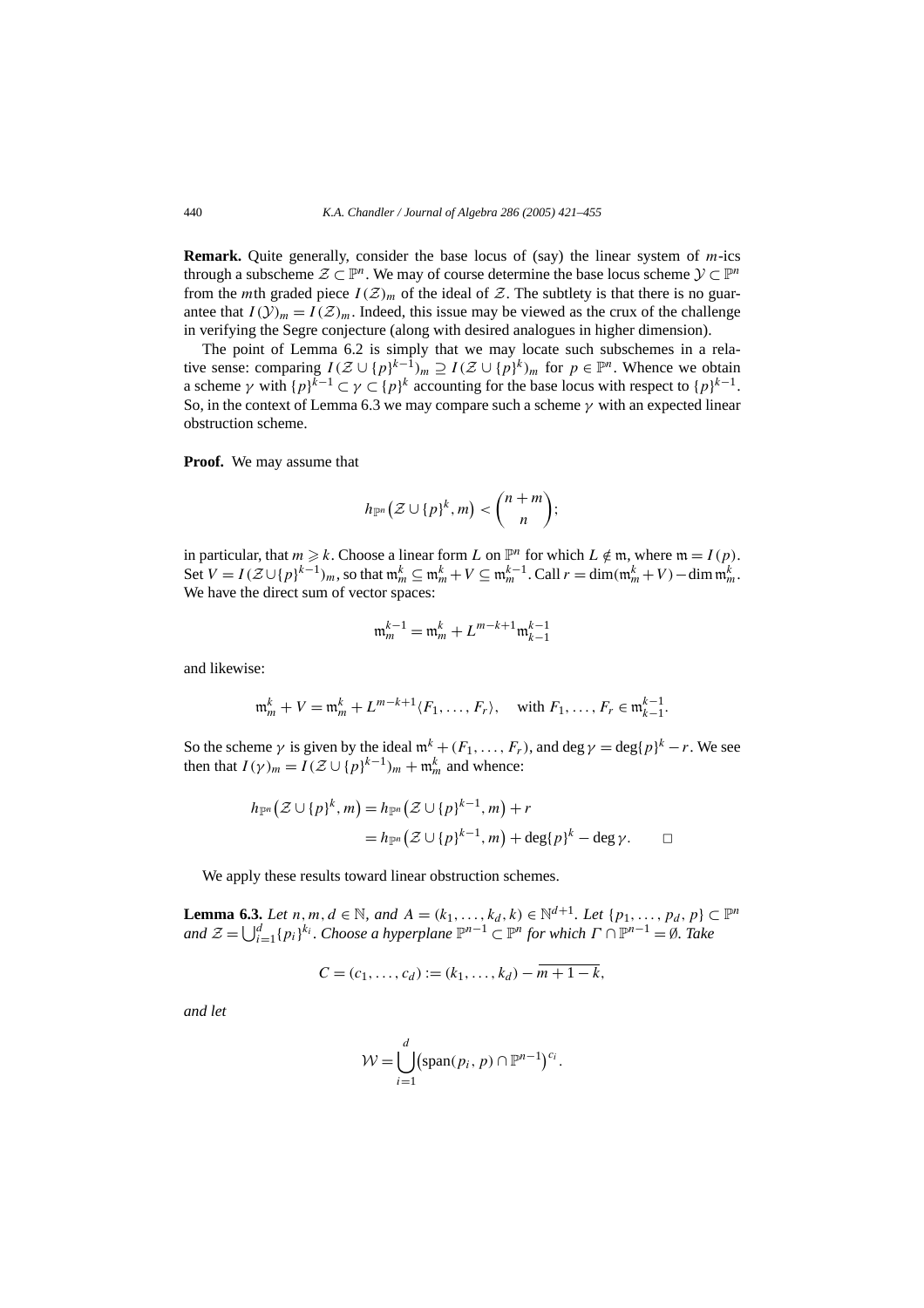**Remark.** Quite generally, consider the base locus of (say) the linear system of $m$-ics through a subscheme $\mathcal{Z} \subset \mathbb{P}^n$. We may of course determine the base locus scheme $\mathcal{Y} \subset \mathbb{P}^n$ from the $m$th graded piece $I(\mathcal{Z})_m$ of the ideal of $\mathcal{Z}$. The subtlety is that there is no guarantee that $I(\mathcal{Y})_m = I(\mathcal{Z})_m$. Indeed, this issue may be viewed as the crux of the challenge in verifying the Segre conjecture (along with desired analogues in higher dimension).

The point of Lemma 6.2 is simply that we may locate such subschemes in a relative sense: comparing $I(\mathcal{Z} \cup \{p\}^{k-1})_m \supseteq I(\mathcal{Z} \cup \{p\}^k)_m$ for $p \in \mathbb{P}^n$. Whence we obtain a scheme $\gamma$ with $\{p\}^{k-1} \subset \gamma \subset \{p\}^k$ accounting for the base locus with respect to $\{p\}^{k-1}$. So, in the context of Lemma 6.3 we may compare such a scheme $\gamma$ with an expected linear obstruction scheme.

**Proof.** We may assume that

$$h_{\mathbb{P}^n}\big(\mathcal{Z} \cup \{p\}^k, m\big) < \binom{n+m}{n};$$

in particular, that $m \geqslant k$. Choose a linear form $L$ on $\mathbb{P}^n$ for which $L \notin \mathfrak{m}$, where $\mathfrak{m} = I(p)$. Set $V = I(\mathcal{Z} \cup \{p\}^{k-1})_m$, so that $\mathfrak{m}_m^k \subseteq \mathfrak{m}_m^k + V \subseteq \mathfrak{m}_m^{k-1}$. Call $r = \dim(\mathfrak{m}_m^k + V) - \dim \mathfrak{m}_m^k$. We have the direct sum of vector spaces:

$$\mathfrak{m}_m^{k-1} = \mathfrak{m}_m^k + L^{m-k+1}\mathfrak{m}_{k-1}^{k-1}$$

and likewise:

$$\mathfrak{m}_m^k + V = \mathfrak{m}_m^k + L^{m-k+1}\langle F_1, \ldots, F_r\rangle, \quad \text{with } F_1, \ldots, F_r \in \mathfrak{m}_{k-1}^{k-1}.$$

So the scheme $\gamma$ is given by the ideal $\mathfrak{m}^k + (F_1, \ldots, F_r)$, and $\deg \gamma = \deg\{p\}^k - r$. We see then that $I(\gamma)_m = I(\mathcal{Z} \cup \{p\}^{k-1})_m + \mathfrak{m}_m^k$ and whence:

$$\begin{aligned} h_{\mathbb{P}^n}\big(\mathcal{Z} \cup \{p\}^k, m\big) &= h_{\mathbb{P}^n}\big(\mathcal{Z} \cup \{p\}^{k-1}, m\big) + r \\ &= h_{\mathbb{P}^n}\big(\mathcal{Z} \cup \{p\}^{k-1}, m\big) + \deg\{p\}^k - \deg \gamma. \qquad \square \end{aligned}$$

We apply these results toward linear obstruction schemes.

**Lemma 6.3.** *Let $n, m, d \in \mathbb{N}$, and $A = (k_1, \ldots, k_d, k) \in \mathbb{N}^{d+1}$. Let $\{p_1, \ldots, p_d, p\} \subset \mathbb{P}^n$ and $\mathcal{Z} = \bigcup_{i=1}^d \{p_i\}^{k_i}$. Choose a hyperplane $\mathbb{P}^{n-1} \subset \mathbb{P}^n$ for which $\Gamma \cap \mathbb{P}^{n-1} = \emptyset$. Take*

$$C = (c_1, \ldots, c_d) := (k_1, \ldots, k_d) - \overline{m+1-k},$$

*and let*

$$\mathcal{W} = \bigcup_{i=1}^d \big(\operatorname{span}(p_i, p) \cap \mathbb{P}^{n-1}\big)^{c_i}.$$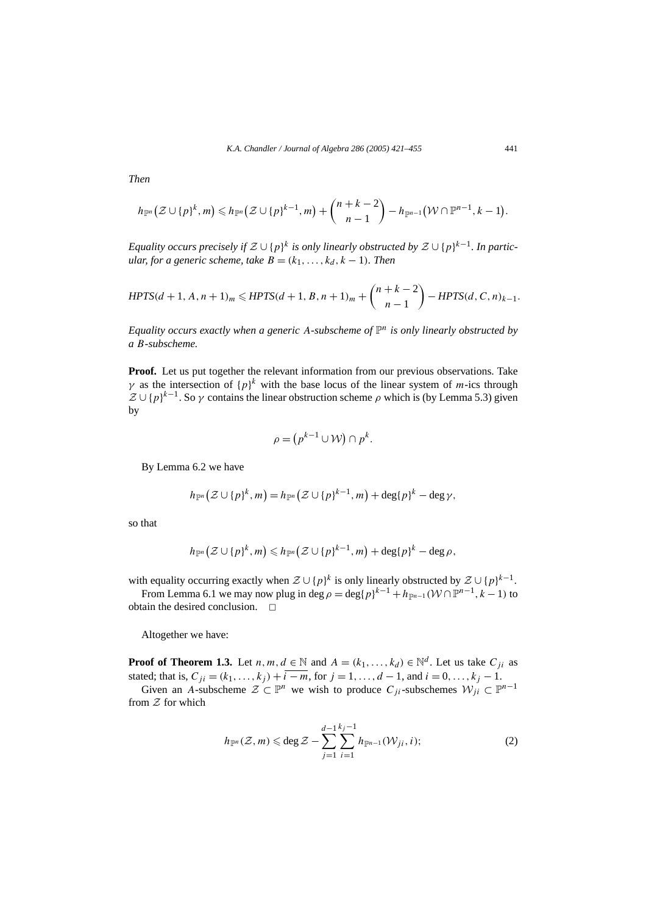*Then*

$$h_{\mathbb{P}^n}\big(\mathcal{Z} \cup \{p\}^k, m\big) \leqslant h_{\mathbb{P}^n}\big(\mathcal{Z} \cup \{p\}^{k-1}, m\big) + \binom{n+k-2}{n-1} - h_{\mathbb{P}^{n-1}}\big(\mathcal{W} \cap \mathbb{P}^{n-1}, k-1\big).$$

*Equality occurs precisely if $\mathcal{Z} \cup \{p\}^k$ is only linearly obstructed by $\mathcal{Z} \cup \{p\}^{k-1}$. In particular, for a generic scheme, take $B = (k_1, \dots, k_d, k-1)$. Then*

$$\mathit{HPTS}(d+1, A, n+1)_m \leqslant \mathit{HPTS}(d+1, B, n+1)_m + \binom{n+k-2}{n-1} - \mathit{HPTS}(d, C, n)_{k-1}.$$

*Equality occurs exactly when a generic $A$-subscheme of $\mathbb{P}^n$ is only linearly obstructed by a $B$-subscheme.*

**Proof.** Let us put together the relevant information from our previous observations. Take $\gamma$ as the intersection of $\{p\}^k$ with the base locus of the linear system of $m$-ics through $\mathcal{Z} \cup \{p\}^{k-1}$. So $\gamma$ contains the linear obstruction scheme $\rho$ which is (by Lemma 5.3) given by

$$\rho = \big(p^{k-1} \cup \mathcal{W}\big) \cap p^k.$$

By Lemma 6.2 we have

$$h_{\mathbb{P}^n}\big(\mathcal{Z} \cup \{p\}^k, m\big) = h_{\mathbb{P}^n}\big(\mathcal{Z} \cup \{p\}^{k-1}, m\big) + \deg\{p\}^k - \deg\gamma,$$

so that

$$h_{\mathbb{P}^n}\big(\mathcal{Z} \cup \{p\}^k, m\big) \leqslant h_{\mathbb{P}^n}\big(\mathcal{Z} \cup \{p\}^{k-1}, m\big) + \deg\{p\}^k - \deg\rho,$$

with equality occurring exactly when $\mathcal{Z} \cup \{p\}^k$ is only linearly obstructed by $\mathcal{Z} \cup \{p\}^{k-1}$.

From Lemma 6.1 we may now plug in $\deg\rho = \deg\{p\}^{k-1} + h_{\mathbb{P}^{n-1}}(\mathcal{W} \cap \mathbb{P}^{n-1}, k-1)$ to obtain the desired conclusion. $\square$

Altogether we have:

**Proof of Theorem 1.3.** Let $n, m, d \in \mathbb{N}$ and $A = (k_1, \dots, k_d) \in \mathbb{N}^d$. Let us take $C_{ji}$ as stated; that is, $C_{ji} = (k_1, \dots, k_j) + \overline{i-m}$, for $j = 1, \dots, d-1$, and $i = 0, \dots, k_j - 1$.

Given an $A$-subscheme $\mathcal{Z} \subset \mathbb{P}^n$ we wish to produce $C_{ji}$-subschemes $\mathcal{W}_{ji} \subset \mathbb{P}^{n-1}$ from $\mathcal{Z}$ for which

$$h_{\mathbb{P}^n}(\mathcal{Z}, m) \leqslant \deg\mathcal{Z} - \sum_{j=1}^{d-1}\sum_{i=1}^{k_j-1} h_{\mathbb{P}^{n-1}}(\mathcal{W}_{ji}, i); \tag{2}$$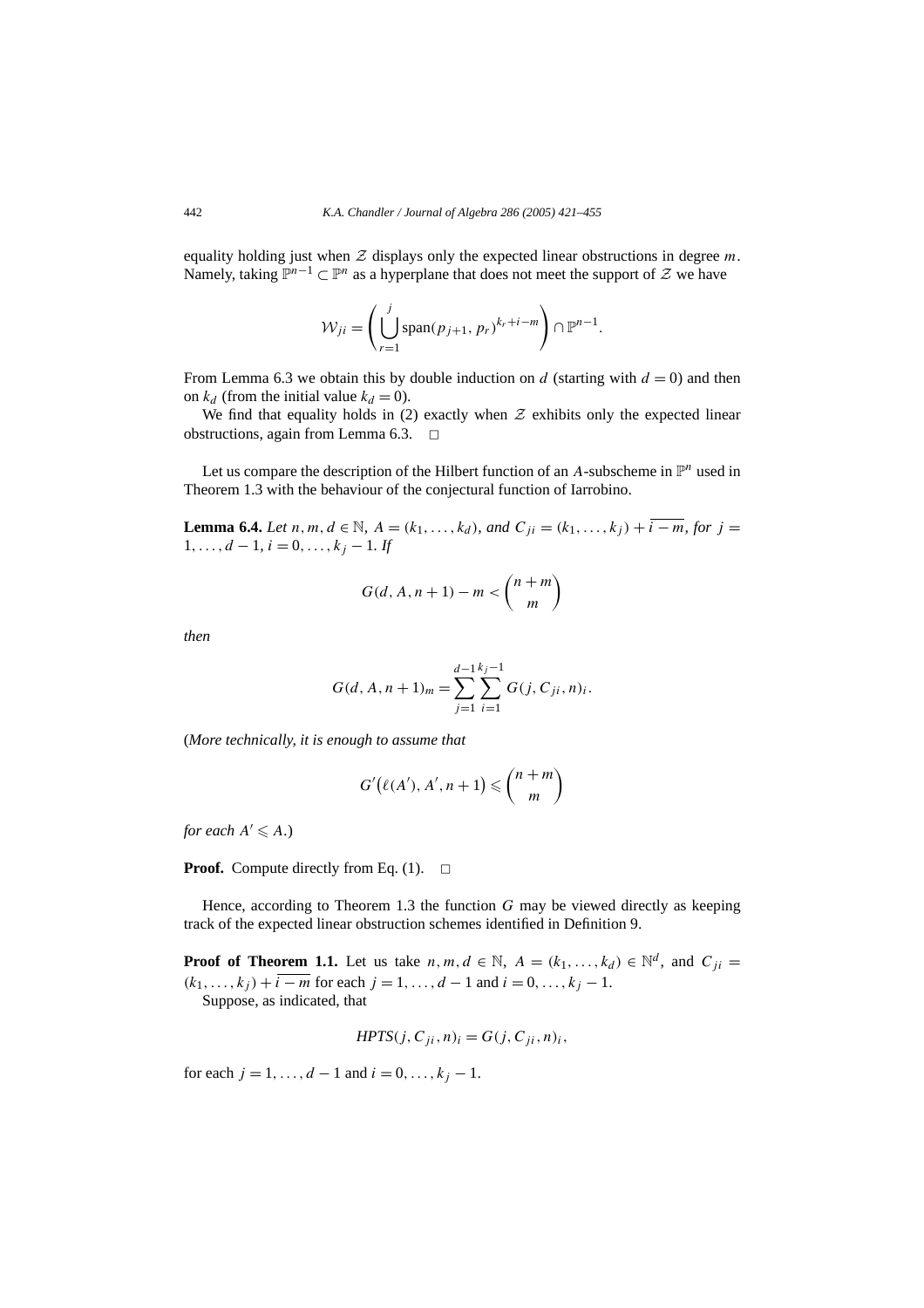equality holding just when $\mathcal{Z}$ displays only the expected linear obstructions in degree $m$. Namely, taking $\mathbb{P}^{n-1} \subset \mathbb{P}^n$ as a hyperplane that does not meet the support of $\mathcal{Z}$ we have

$$\mathcal{W}_{ji} = \left( \bigcup_{r=1}^{j} \operatorname{span}(p_{j+1}, p_r)^{k_r + i - m} \right) \cap \mathbb{P}^{n-1}.$$

From Lemma 6.3 we obtain this by double induction on $d$ (starting with $d = 0$) and then on $k_d$ (from the initial value $k_d = 0$).

We find that equality holds in (2) exactly when $\mathcal{Z}$ exhibits only the expected linear obstructions, again from Lemma 6.3. $\square$

Let us compare the description of the Hilbert function of an $A$-subscheme in $\mathbb{P}^n$ used in Theorem 1.3 with the behaviour of the conjectural function of Iarrobino.

**Lemma 6.4.** *Let $n, m, d \in \mathbb{N}$, $A = (k_1, \ldots, k_d)$, and $C_{ji} = (k_1, \ldots, k_j) + \overline{i - m}$, for $j = 1, \ldots, d-1$, $i = 0, \ldots, k_j - 1$. If*

$$G(d, A, n+1) - m < \binom{n+m}{m}$$

*then*

$$G(d, A, n+1)_m = \sum_{j=1}^{d-1} \sum_{i=1}^{k_j - 1} G(j, C_{ji}, n)_i.$$

(*More technically, it is enough to assume that*

$$G'\big(\ell(A'), A', n+1\big) \leqslant \binom{n+m}{m}$$

*for each $A' \leqslant A$.*)

**Proof.** Compute directly from Eq. (1). $\square$

Hence, according to Theorem 1.3 the function $G$ may be viewed directly as keeping track of the expected linear obstruction schemes identified in Definition 9.

**Proof of Theorem 1.1.** Let us take $n, m, d \in \mathbb{N}$, $A = (k_1, \ldots, k_d) \in \mathbb{N}^d$, and $C_{ji} = (k_1, \ldots, k_j) + \overline{i - m}$ for each $j = 1, \ldots, d-1$ and $i = 0, \ldots, k_j - 1$.

Suppose, as indicated, that

$$HPTS(j, C_{ji}, n)_i = G(j, C_{ji}, n)_i,$$

for each $j = 1, \ldots, d-1$ and $i = 0, \ldots, k_j - 1$.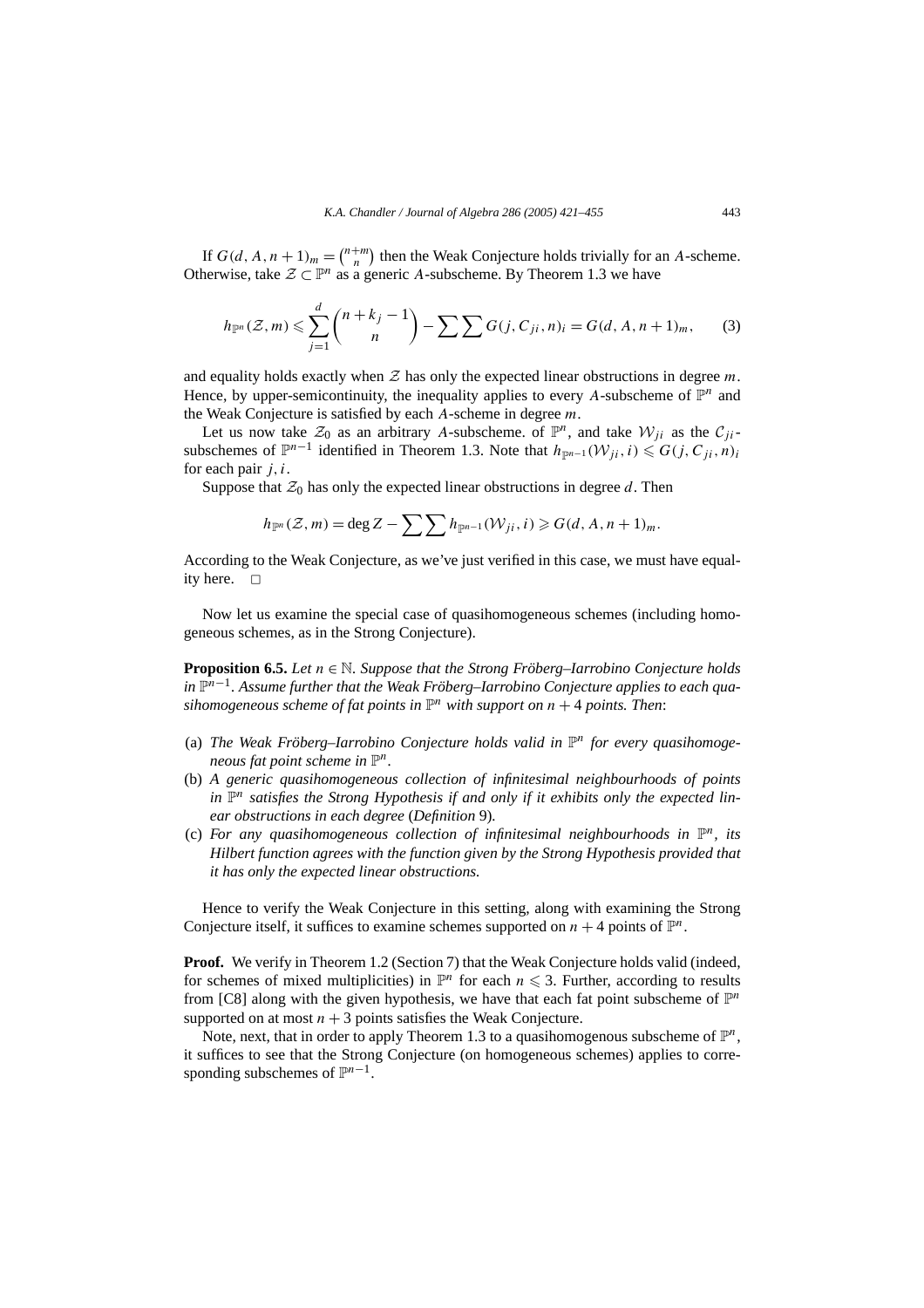If $G(d, A, n+1)_m = \binom{n+m}{n}$ then the Weak Conjecture holds trivially for an $A$-scheme. Otherwise, take $\mathcal{Z} \subset \mathbb{P}^n$ as a generic $A$-subscheme. By Theorem 1.3 we have

$$h_{\mathbb{P}^n}(\mathcal{Z}, m) \leqslant \sum_{j=1}^{d} \binom{n+k_j-1}{n} - \sum \sum G(j, C_{ji}, n)_i = G(d, A, n+1)_m, \qquad (3)$$

and equality holds exactly when $\mathcal{Z}$ has only the expected linear obstructions in degree $m$. Hence, by upper-semicontinuity, the inequality applies to every $A$-subscheme of $\mathbb{P}^n$ and the Weak Conjecture is satisfied by each $A$-scheme in degree $m$.

Let us now take $\mathcal{Z}_0$ as an arbitrary $A$-subscheme. of $\mathbb{P}^n$, and take $\mathcal{W}_{ji}$ as the $\mathcal{C}_{ji}$-subschemes of $\mathbb{P}^{n-1}$ identified in Theorem 1.3. Note that $h_{\mathbb{P}^{n-1}}(\mathcal{W}_{ji}, i) \leqslant G(j, C_{ji}, n)_i$ for each pair $j, i$.

Suppose that $\mathcal{Z}_0$ has only the expected linear obstructions in degree $d$. Then

$$h_{\mathbb{P}^n}(\mathcal{Z}, m) = \deg Z - \sum \sum h_{\mathbb{P}^{n-1}}(\mathcal{W}_{ji}, i) \geqslant G(d, A, n+1)_m.$$

According to the Weak Conjecture, as we've just verified in this case, we must have equality here. $\square$

Now let us examine the special case of quasihomogeneous schemes (including homogeneous schemes, as in the Strong Conjecture).

**Proposition 6.5.** *Let $n \in \mathbb{N}$. Suppose that the Strong Fröberg–Iarrobino Conjecture holds in $\mathbb{P}^{n-1}$. Assume further that the Weak Fröberg–Iarrobino Conjecture applies to each quasihomogeneous scheme of fat points in $\mathbb{P}^n$ with support on $n+4$ points. Then*:

(a) *The Weak Fröberg–Iarrobino Conjecture holds valid in $\mathbb{P}^n$ for every quasihomogeneous fat point scheme in $\mathbb{P}^n$.*
(b) *A generic quasihomogeneous collection of infinitesimal neighbourhoods of points in $\mathbb{P}^n$ satisfies the Strong Hypothesis if and only if it exhibits only the expected linear obstructions in each degree* (*Definition* 9)*.*
(c) *For any quasihomogeneous collection of infinitesimal neighbourhoods in $\mathbb{P}^n$, its Hilbert function agrees with the function given by the Strong Hypothesis provided that it has only the expected linear obstructions.*

Hence to verify the Weak Conjecture in this setting, along with examining the Strong Conjecture itself, it suffices to examine schemes supported on $n+4$ points of $\mathbb{P}^n$.

**Proof.** We verify in Theorem 1.2 (Section 7) that the Weak Conjecture holds valid (indeed, for schemes of mixed multiplicities) in $\mathbb{P}^n$ for each $n \leqslant 3$. Further, according to results from [C8] along with the given hypothesis, we have that each fat point subscheme of $\mathbb{P}^n$ supported on at most $n+3$ points satisfies the Weak Conjecture.

Note, next, that in order to apply Theorem 1.3 to a quasihomogenous subscheme of $\mathbb{P}^n$, it suffices to see that the Strong Conjecture (on homogeneous schemes) applies to corresponding subschemes of $\mathbb{P}^{n-1}$.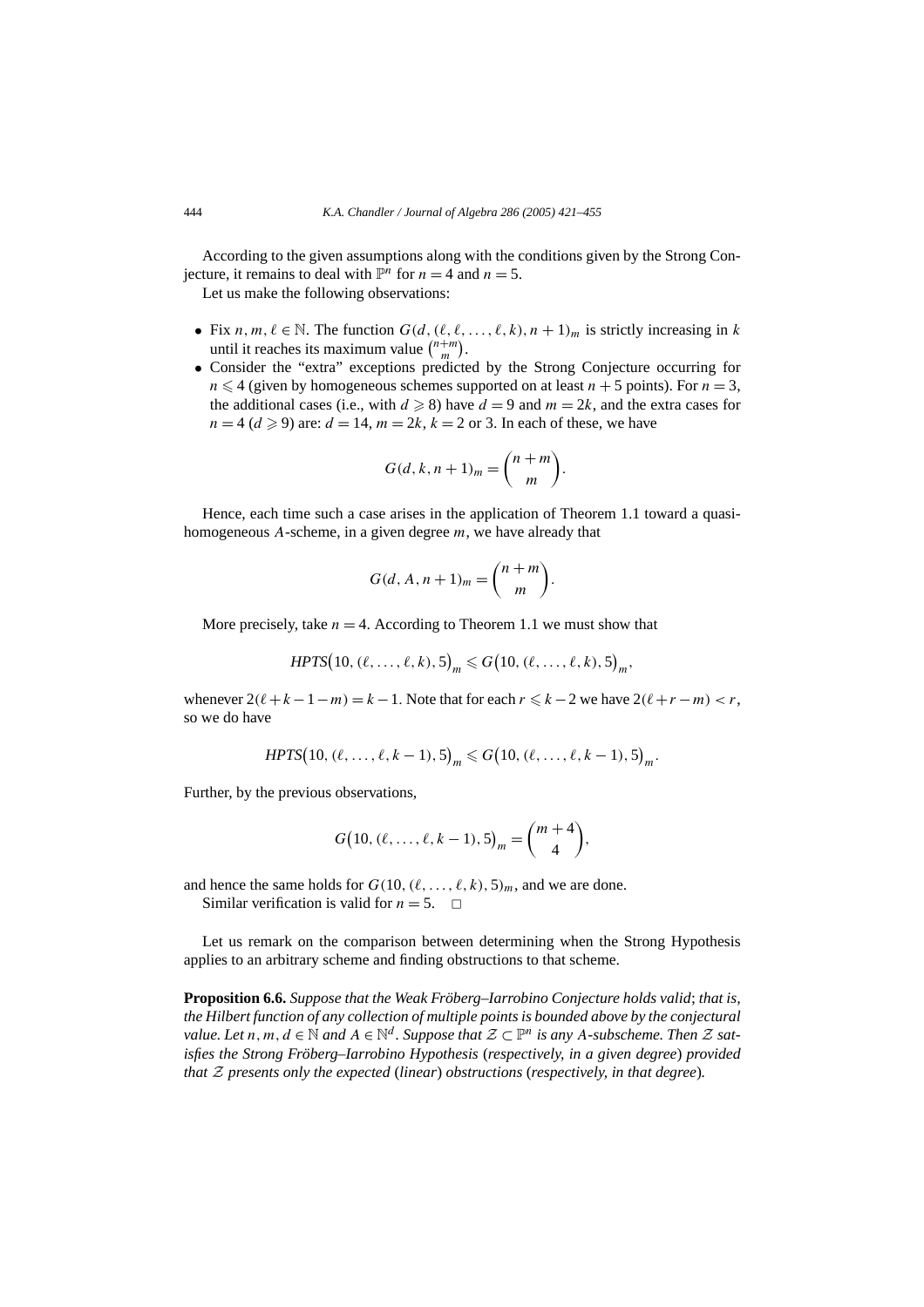According to the given assumptions along with the conditions given by the Strong Conjecture, it remains to deal with $\mathbb{P}^n$ for $n = 4$ and $n = 5$.

Let us make the following observations:

- Fix $n, m, \ell \in \mathbb{N}$. The function $G(d, (\ell, \ell, \ldots, \ell, k), n+1)_m$ is strictly increasing in $k$ until it reaches its maximum value $\binom{n+m}{m}$.
- Consider the "extra" exceptions predicted by the Strong Conjecture occurring for $n \leqslant 4$ (given by homogeneous schemes supported on at least $n+5$ points). For $n = 3$, the additional cases (i.e., with $d \geqslant 8$) have $d = 9$ and $m = 2k$, and the extra cases for $n = 4$ ($d \geqslant 9$) are: $d = 14$, $m = 2k$, $k = 2$ or 3. In each of these, we have

$$G(d, k, n+1)_m = \binom{n+m}{m}.$$

Hence, each time such a case arises in the application of Theorem 1.1 toward a quasi-homogeneous $A$-scheme, in a given degree $m$, we have already that

$$G(d, A, n+1)_m = \binom{n+m}{m}.$$

More precisely, take $n = 4$. According to Theorem 1.1 we must show that

$$HPTS\big(10, (\ell, \ldots, \ell, k), 5\big)_m \leqslant G\big(10, (\ell, \ldots, \ell, k), 5\big)_m,$$

whenever $2(\ell + k - 1 - m) = k - 1$. Note that for each $r \leqslant k - 2$ we have $2(\ell + r - m) < r$, so we do have

$$HPTS\big(10, (\ell, \ldots, \ell, k-1), 5\big)_m \leqslant G\big(10, (\ell, \ldots, \ell, k-1), 5\big)_m.$$

Further, by the previous observations,

$$G\big(10, (\ell, \ldots, \ell, k-1), 5\big)_m = \binom{m+4}{4},$$

and hence the same holds for $G(10, (\ell, \ldots, \ell, k), 5)_m$, and we are done.

Similar verification is valid for $n = 5$. $\square$

Let us remark on the comparison between determining when the Strong Hypothesis applies to an arbitrary scheme and finding obstructions to that scheme.

**Proposition 6.6.** *Suppose that the Weak Fröberg–Iarrobino Conjecture holds valid*; *that is, the Hilbert function of any collection of multiple points is bounded above by the conjectural value. Let $n, m, d \in \mathbb{N}$ and $A \in \mathbb{N}^d$. Suppose that $\mathcal{Z} \subset \mathbb{P}^n$ is any $A$-subscheme. Then $\mathcal{Z}$ satisfies the Strong Fröberg–Iarrobino Hypothesis* (*respectively, in a given degree*) *provided that $\mathcal{Z}$ presents only the expected* (*linear*) *obstructions* (*respectively, in that degree*)*.*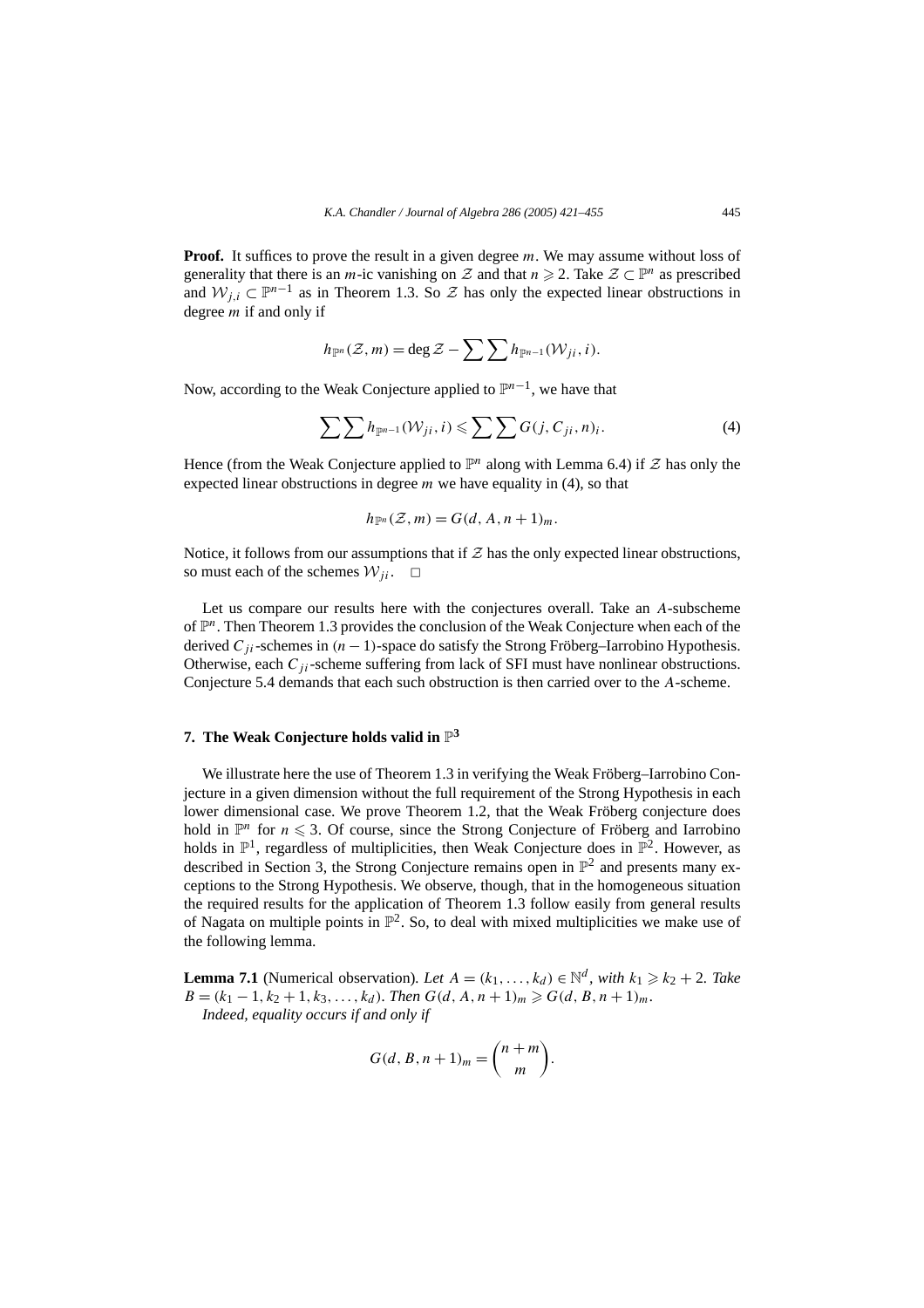**Proof.** It suffices to prove the result in a given degree $m$. We may assume without loss of generality that there is an $m$-ic vanishing on $\mathcal{Z}$ and that $n \geqslant 2$. Take $\mathcal{Z} \subset \mathbb{P}^n$ as prescribed and $\mathcal{W}_{j,i} \subset \mathbb{P}^{n-1}$ as in Theorem 1.3. So $\mathcal{Z}$ has only the expected linear obstructions in degree $m$ if and only if

$$h_{\mathbb{P}^n}(\mathcal{Z}, m) = \deg \mathcal{Z} - \sum \sum h_{\mathbb{P}^{n-1}}(\mathcal{W}_{ji}, i).$$

Now, according to the Weak Conjecture applied to $\mathbb{P}^{n-1}$, we have that

$$\sum \sum h_{\mathbb{P}^{n-1}}(\mathcal{W}_{ji}, i) \leqslant \sum \sum G(j, C_{ji}, n)_i. \tag{4}$$

Hence (from the Weak Conjecture applied to $\mathbb{P}^n$ along with Lemma 6.4) if $\mathcal{Z}$ has only the expected linear obstructions in degree $m$ we have equality in (4), so that

$$h_{\mathbb{P}^n}(\mathcal{Z}, m) = G(d, A, n+1)_m.$$

Notice, it follows from our assumptions that if $\mathcal{Z}$ has the only expected linear obstructions, so must each of the schemes $\mathcal{W}_{ji}$. $\square$

Let us compare our results here with the conjectures overall. Take an $A$-subscheme of $\mathbb{P}^n$. Then Theorem 1.3 provides the conclusion of the Weak Conjecture when each of the derived $C_{ji}$-schemes in $(n-1)$-space do satisfy the Strong Fröberg–Iarrobino Hypothesis. Otherwise, each $C_{ji}$-scheme suffering from lack of SFI must have nonlinear obstructions. Conjecture 5.4 demands that each such obstruction is then carried over to the $A$-scheme.

## 7. The Weak Conjecture holds valid in $\mathbb{P}^3$

We illustrate here the use of Theorem 1.3 in verifying the Weak Fröberg–Iarrobino Conjecture in a given dimension without the full requirement of the Strong Hypothesis in each lower dimensional case. We prove Theorem 1.2, that the Weak Fröberg conjecture does hold in $\mathbb{P}^n$ for $n \leqslant 3$. Of course, since the Strong Conjecture of Fröberg and Iarrobino holds in $\mathbb{P}^1$, regardless of multiplicities, then Weak Conjecture does in $\mathbb{P}^2$. However, as described in Section 3, the Strong Conjecture remains open in $\mathbb{P}^2$ and presents many exceptions to the Strong Hypothesis. We observe, though, that in the homogeneous situation the required results for the application of Theorem 1.3 follow easily from general results of Nagata on multiple points in $\mathbb{P}^2$. So, to deal with mixed multiplicities we make use of the following lemma.

**Lemma 7.1** (Numerical observation). *Let $A = (k_1, \ldots, k_d) \in \mathbb{N}^d$, with $k_1 \geqslant k_2 + 2$. Take $B = (k_1 - 1, k_2 + 1, k_3, \ldots, k_d)$. Then $G(d, A, n+1)_m \geqslant G(d, B, n+1)_m$.*

*Indeed, equality occurs if and only if*

$$G(d, B, n+1)_m = \binom{n+m}{m}.$$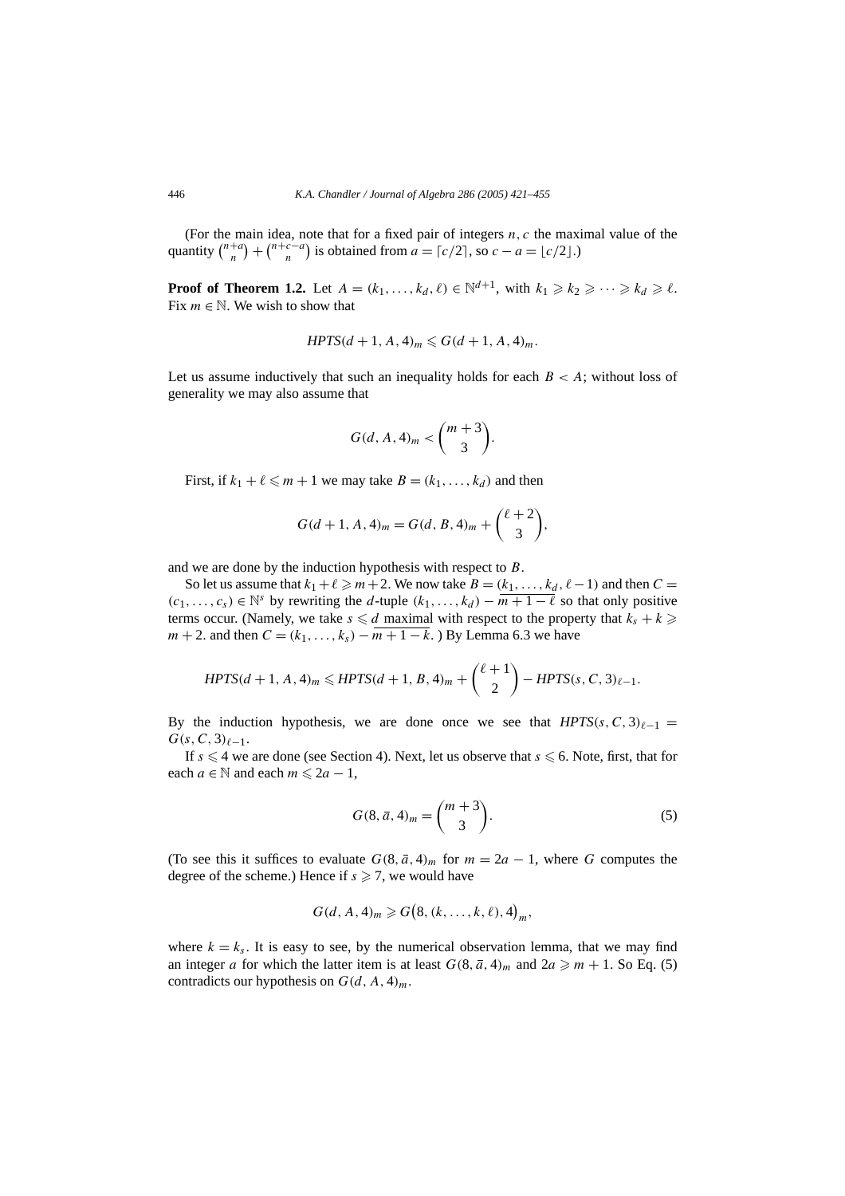(For the main idea, note that for a fixed pair of integers $n, c$ the maximal value of the quantity $\binom{n+a}{n} + \binom{n+c-a}{n}$ is obtained from $a = \lceil c/2 \rceil$, so $c - a = \lfloor c/2 \rfloor$.)

**Proof of Theorem 1.2.** Let $A = (k_1, \ldots, k_d, \ell) \in \mathbb{N}^{d+1}$, with $k_1 \geqslant k_2 \geqslant \cdots \geqslant k_d \geqslant \ell$. Fix $m \in \mathbb{N}$. We wish to show that

$$HPTS(d+1, A, 4)_m \leqslant G(d+1, A, 4)_m.$$

Let us assume inductively that such an inequality holds for each $B < A$; without loss of generality we may also assume that

$$G(d, A, 4)_m < \binom{m+3}{3}.$$

First, if $k_1 + \ell \leqslant m + 1$ we may take $B = (k_1, \ldots, k_d)$ and then

$$G(d+1, A, 4)_m = G(d, B, 4)_m + \binom{\ell+2}{3},$$

and we are done by the induction hypothesis with respect to $B$.

So let us assume that $k_1 + \ell \geqslant m+2$. We now take $B = (k_1, \ldots, k_d, \ell - 1)$ and then $C = (c_1, \ldots, c_s) \in \mathbb{N}^s$ by rewriting the $d$-tuple $(k_1, \ldots, k_d) - \overline{m+1-\ell}$ so that only positive terms occur. (Namely, we take $s \leqslant d$ maximal with respect to the property that $k_s + k \geqslant m+2$. and then $C = (k_1, \ldots, k_s) - \overline{m+1-k}$.) By Lemma 6.3 we have

$$HPTS(d+1, A, 4)_m \leqslant HPTS(d+1, B, 4)_m + \binom{\ell+1}{2} - HPTS(s, C, 3)_{\ell-1}.$$

By the induction hypothesis, we are done once we see that $HPTS(s, C, 3)_{\ell-1} = G(s, C, 3)_{\ell-1}$.

If $s \leqslant 4$ we are done (see Section 4). Next, let us observe that $s \leqslant 6$. Note, first, that for each $a \in \mathbb{N}$ and each $m \leqslant 2a - 1$,

$$G(8, \bar{a}, 4)_m = \binom{m+3}{3}. \tag{5}$$

(To see this it suffices to evaluate $G(8, \bar{a}, 4)_m$ for $m = 2a - 1$, where $G$ computes the degree of the scheme.) Hence if $s \geqslant 7$, we would have

$$G(d, A, 4)_m \geqslant G\big(8, (k, \ldots, k, \ell), 4\big)_m,$$

where $k = k_s$. It is easy to see, by the numerical observation lemma, that we may find an integer $a$ for which the latter item is at least $G(8, \bar{a}, 4)_m$ and $2a \geqslant m+1$. So Eq. (5) contradicts our hypothesis on $G(d, A, 4)_m$.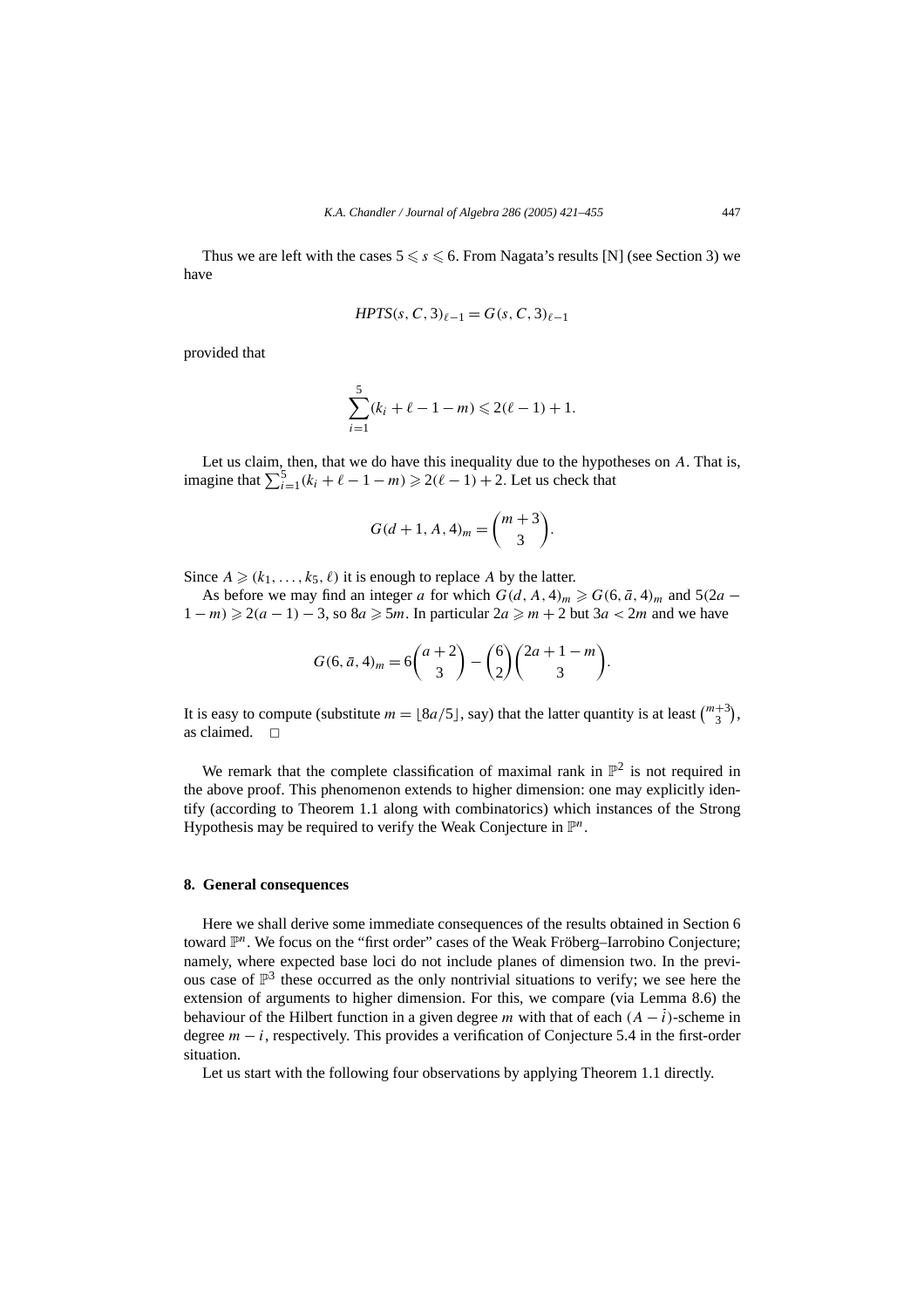Thus we are left with the cases $5 \leqslant s \leqslant 6$. From Nagata's results [N] (see Section 3) we have

$$HPTS(s, C, 3)_{\ell-1} = G(s, C, 3)_{\ell-1}$$

provided that

$$\sum_{i=1}^{5} (k_i + \ell - 1 - m) \leqslant 2(\ell - 1) + 1.$$

Let us claim, then, that we do have this inequality due to the hypotheses on $A$. That is, imagine that $\sum_{i=1}^{5} (k_i + \ell - 1 - m) \geqslant 2(\ell - 1) + 2$. Let us check that

$$G(d + 1, A, 4)_m = \binom{m+3}{3}.$$

Since $A \geqslant (k_1, \ldots, k_5, \ell)$ it is enough to replace $A$ by the latter.

As before we may find an integer $a$ for which $G(d, A, 4)_m \geqslant G(6, \bar{a}, 4)_m$ and $5(2a - 1 - m) \geqslant 2(a - 1) - 3$, so $8a \geqslant 5m$. In particular $2a \geqslant m + 2$ but $3a < 2m$ and we have

$$G(6, \bar{a}, 4)_m = 6\binom{a+2}{3} - \binom{6}{2}\binom{2a+1-m}{3}.$$

It is easy to compute (substitute $m = \lfloor 8a/5 \rfloor$, say) that the latter quantity is at least $\binom{m+3}{3}$, as claimed. $\square$

We remark that the complete classification of maximal rank in $\mathbb{P}^2$ is not required in the above proof. This phenomenon extends to higher dimension: one may explicitly identify (according to Theorem 1.1 along with combinatorics) which instances of the Strong Hypothesis may be required to verify the Weak Conjecture in $\mathbb{P}^n$.

## 8. General consequences

Here we shall derive some immediate consequences of the results obtained in Section 6 toward $\mathbb{P}^n$. We focus on the "first order" cases of the Weak Fröberg–Iarrobino Conjecture; namely, where expected base loci do not include planes of dimension two. In the previous case of $\mathbb{P}^3$ these occurred as the only nontrivial situations to verify; we see here the extension of arguments to higher dimension. For this, we compare (via Lemma 8.6) the behaviour of the Hilbert function in a given degree $m$ with that of each $(A - \dot{i})$-scheme in degree $m - i$, respectively. This provides a verification of Conjecture 5.4 in the first-order situation.

Let us start with the following four observations by applying Theorem 1.1 directly.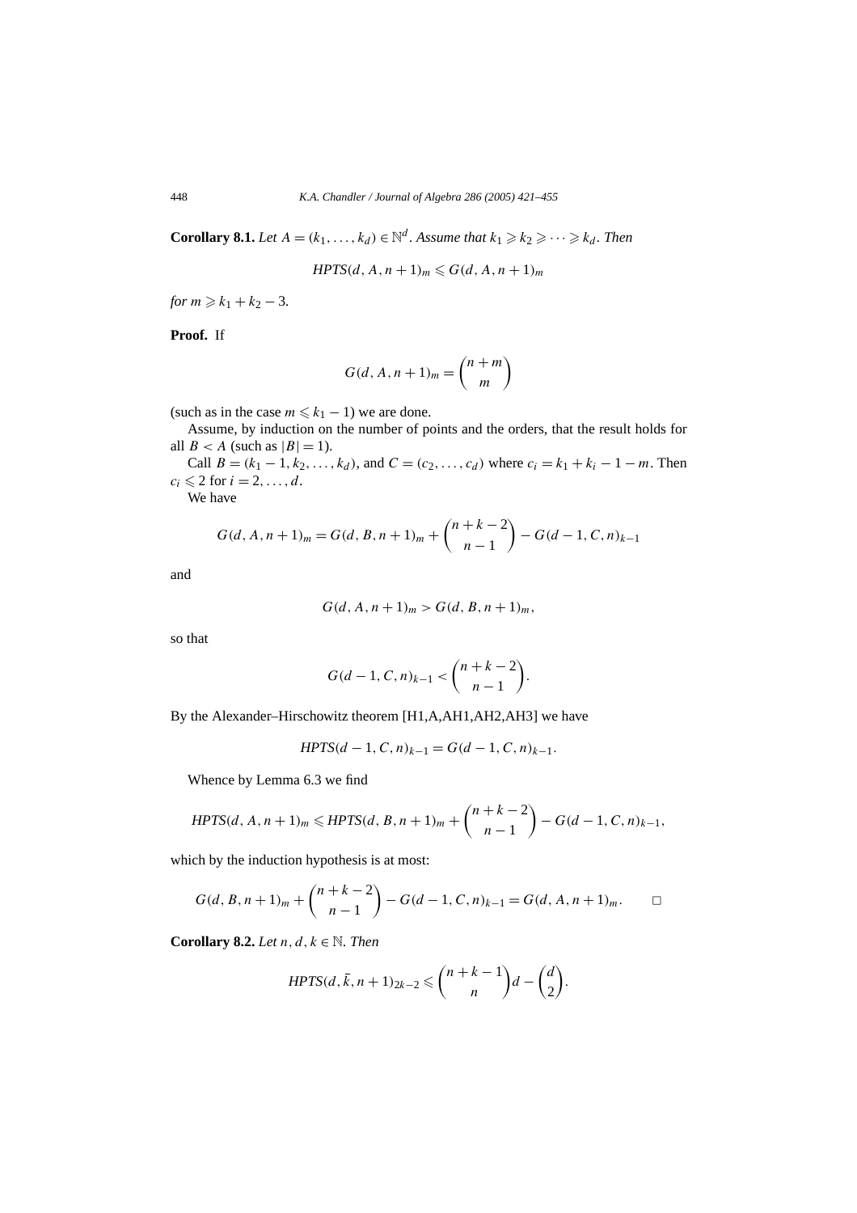**Corollary 8.1.** *Let $A = (k_1, \dots, k_d) \in \mathbb{N}^d$. Assume that $k_1 \geqslant k_2 \geqslant \cdots \geqslant k_d$. Then*

$$HPTS(d, A, n+1)_m \leqslant G(d, A, n+1)_m$$

*for $m \geqslant k_1 + k_2 - 3$.*

**Proof.** If

$$G(d, A, n+1)_m = \binom{n+m}{m}$$

(such as in the case $m \leqslant k_1 - 1$) we are done.

Assume, by induction on the number of points and the orders, that the result holds for all $B < A$ (such as $|B| = 1$).

Call $B = (k_1 - 1, k_2, \dots, k_d)$, and $C = (c_2, \dots, c_d)$ where $c_i = k_1 + k_i - 1 - m$. Then $c_i \leqslant 2$ for $i = 2, \dots, d$.

We have

$$G(d, A, n+1)_m = G(d, B, n+1)_m + \binom{n+k-2}{n-1} - G(d-1, C, n)_{k-1}$$

and

$$G(d, A, n+1)_m > G(d, B, n+1)_m,$$

so that

$$G(d-1, C, n)_{k-1} < \binom{n+k-2}{n-1}.$$

By the Alexander–Hirschowitz theorem [H1,A,AH1,AH2,AH3] we have

$$HPTS(d-1, C, n)_{k-1} = G(d-1, C, n)_{k-1}.$$

Whence by Lemma 6.3 we find

$$HPTS(d, A, n+1)_m \leqslant HPTS(d, B, n+1)_m + \binom{n+k-2}{n-1} - G(d-1, C, n)_{k-1},$$

which by the induction hypothesis is at most:

$$G(d, B, n+1)_m + \binom{n+k-2}{n-1} - G(d-1, C, n)_{k-1} = G(d, A, n+1)_m. \qquad \square$$

**Corollary 8.2.** *Let $n, d, k \in \mathbb{N}$. Then*

$$HPTS(d, \bar{k}, n+1)_{2k-2} \leqslant \binom{n+k-1}{n} d - \binom{d}{2}.$$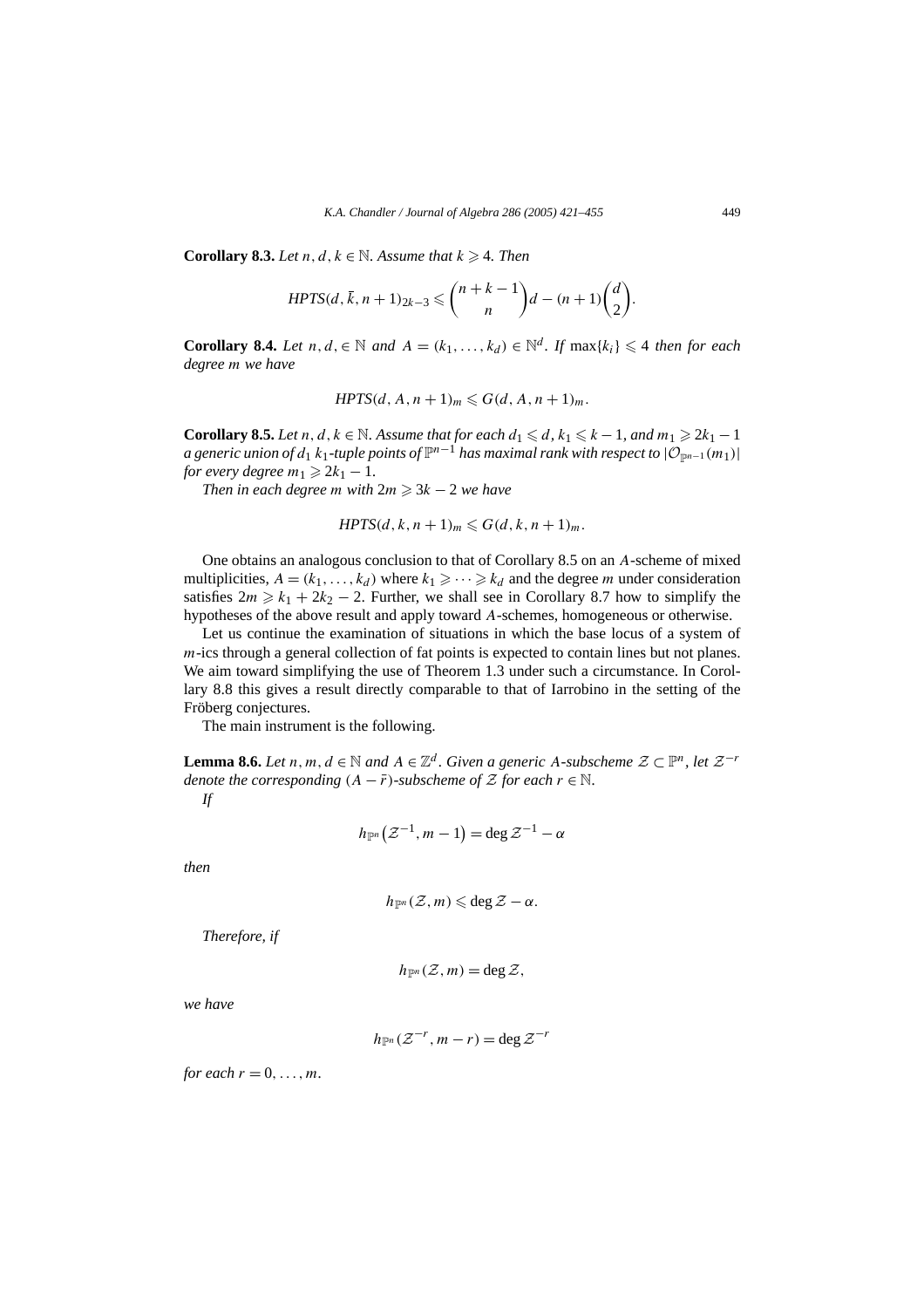**Corollary 8.3.** *Let $n, d, k \in \mathbb{N}$. Assume that $k \geqslant 4$. Then*

$$HPTS(d, \bar{k}, n+1)_{2k-3} \leqslant \binom{n+k-1}{n} d - (n+1)\binom{d}{2}.$$

**Corollary 8.4.** *Let $n, d, \in \mathbb{N}$ and $A = (k_1, \ldots, k_d) \in \mathbb{N}^d$. If $\max\{k_i\} \leqslant 4$ then for each degree $m$ we have*

$$HPTS(d, A, n+1)_m \leqslant G(d, A, n+1)_m.$$

**Corollary 8.5.** *Let $n, d, k \in \mathbb{N}$. Assume that for each $d_1 \leqslant d$, $k_1 \leqslant k-1$, and $m_1 \geqslant 2k_1 - 1$ a generic union of $d_1$ $k_1$-tuple points of $\mathbb{P}^{n-1}$ has maximal rank with respect to $|\mathcal{O}_{\mathbb{P}^{n-1}}(m_1)|$ for every degree $m_1 \geqslant 2k_1 - 1$.*

*Then in each degree $m$ with $2m \geqslant 3k - 2$ we have*

$$HPTS(d, k, n+1)_m \leqslant G(d, k, n+1)_m.$$

One obtains an analogous conclusion to that of Corollary 8.5 on an $A$-scheme of mixed multiplicities, $A = (k_1, \ldots, k_d)$ where $k_1 \geqslant \cdots \geqslant k_d$ and the degree $m$ under consideration satisfies $2m \geqslant k_1 + 2k_2 - 2$. Further, we shall see in Corollary 8.7 how to simplify the hypotheses of the above result and apply toward $A$-schemes, homogeneous or otherwise.

Let us continue the examination of situations in which the base locus of a system of $m$-ics through a general collection of fat points is expected to contain lines but not planes. We aim toward simplifying the use of Theorem 1.3 under such a circumstance. In Corollary 8.8 this gives a result directly comparable to that of Iarrobino in the setting of the Fröberg conjectures.

The main instrument is the following.

**Lemma 8.6.** *Let $n, m, d \in \mathbb{N}$ and $A \in \mathbb{Z}^d$. Given a generic $A$-subscheme $\mathcal{Z} \subset \mathbb{P}^n$, let $\mathcal{Z}^{-r}$ denote the corresponding $(A - \bar{r})$-subscheme of $\mathcal{Z}$ for each $r \in \mathbb{N}$.*

*If*

$$h_{\mathbb{P}^n}\big(\mathcal{Z}^{-1}, m-1\big) = \deg \mathcal{Z}^{-1} - \alpha$$

*then*

$$h_{\mathbb{P}^n}(\mathcal{Z}, m) \leqslant \deg \mathcal{Z} - \alpha.$$

*Therefore, if*

$$h_{\mathbb{P}^n}(\mathcal{Z}, m) = \deg \mathcal{Z},$$

*we have*

$$h_{\mathbb{P}^n}(\mathcal{Z}^{-r}, m-r) = \deg \mathcal{Z}^{-r}$$

*for each $r = 0, \ldots, m$.*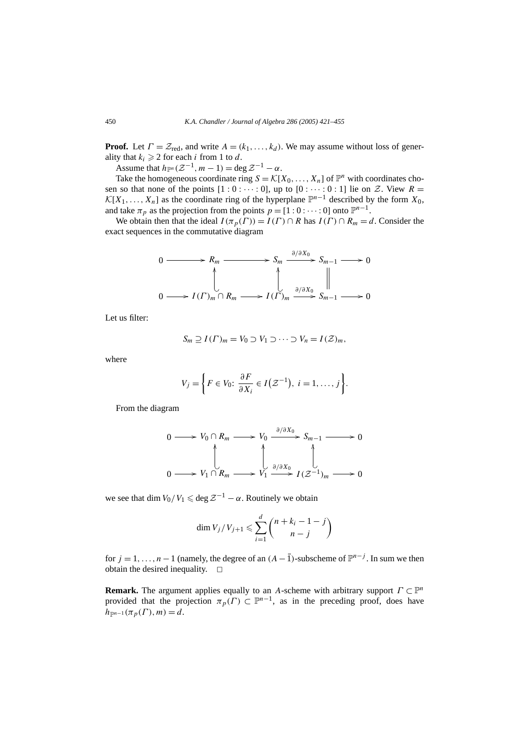**Proof.** Let $\Gamma = \mathcal{Z}_{\mathrm{red}}$, and write $A = (k_1, \ldots, k_d)$. We may assume without loss of generality that $k_i \geqslant 2$ for each $i$ from 1 to $d$.

Assume that $h_{\mathbb{P}^n}(\mathcal{Z}^{-1}, m-1) = \deg \mathcal{Z}^{-1} - \alpha$.

Take the homogeneous coordinate ring $S = \mathcal{K}[X_0, \ldots, X_n]$ of $\mathbb{P}^n$ with coordinates chosen so that none of the points $[1:0:\cdots:0]$, up to $[0:\cdots:0:1]$ lie on $\mathcal{Z}$. View $R = \mathcal{K}[X_1, \ldots, X_n]$ as the coordinate ring of the hyperplane $\mathbb{P}^{n-1}$ described by the form $X_0$, and take $\pi_p$ as the projection from the points $p = [1:0:\cdots:0]$ onto $\mathbb{P}^{n-1}$.

We obtain then that the ideal $I(\pi_p(\Gamma)) = I(\Gamma) \cap R$ has $I(\Gamma) \cap R_m = d$. Consider the exact sequences in the commutative diagram

$$\begin{array}{ccccccccc}
0 & \longrightarrow & R_m & \longrightarrow & S_m & \xrightarrow{\partial/\partial X_0} & S_{m-1} & \longrightarrow & 0 \\
 & & \uparrow & & \uparrow & & \| & & \\
0 & \longrightarrow & I(\Gamma)_m \cap R_m & \longrightarrow & I(\Gamma)_m & \xrightarrow{\partial/\partial X_0} & S_{m-1} & \longrightarrow & 0
\end{array}$$

Let us filter:

$$S_m \supseteq I(\Gamma)_m = V_0 \supset V_1 \supset \cdots \supset V_n = I(\mathcal{Z})_m,$$

where

$$V_j = \left\{ F \in V_0 \colon \frac{\partial F}{\partial X_i} \in I\bigl(\mathcal{Z}^{-1}\bigr),\ i = 1, \ldots, j \right\}.$$

From the diagram

$$\begin{array}{ccccccccc}
0 & \longrightarrow & V_0 \cap R_m & \longrightarrow & V_0 & \xrightarrow{\partial/\partial X_0} & S_{m-1} & \longrightarrow & 0 \\
 & & \uparrow & & \uparrow & & \uparrow & & \\
0 & \longrightarrow & V_1 \cap R_m & \longrightarrow & V_1 & \xrightarrow{\partial/\partial X_0} & I(\mathcal{Z}^{-1})_m & \longrightarrow & 0
\end{array}$$

we see that $\dim V_0/V_1 \leqslant \deg \mathcal{Z}^{-1} - \alpha$. Routinely we obtain

$$\dim V_j/V_{j+1} \leqslant \sum_{i=1}^{d} \binom{n + k_i - 1 - j}{n - j}$$

for $j = 1, \ldots, n-1$ (namely, the degree of an $(A - \bar{1})$-subscheme of $\mathbb{P}^{n-j}$. In sum we then obtain the desired inequality. $\square$

**Remark.** The argument applies equally to an $A$-scheme with arbitrary support $\Gamma \subset \mathbb{P}^n$ provided that the projection $\pi_p(\Gamma) \subset \mathbb{P}^{n-1}$, as in the preceding proof, does have $h_{\mathbb{P}^{n-1}}(\pi_p(\Gamma), m) = d$.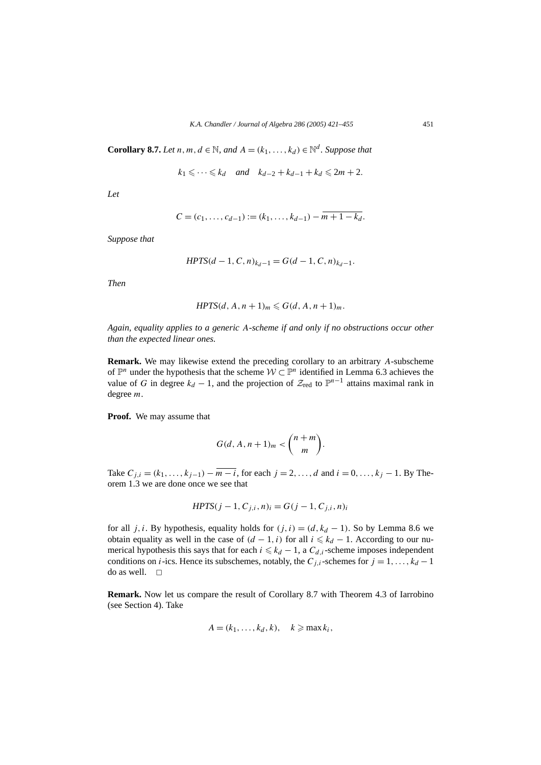**Corollary 8.7.** *Let $n, m, d \in \mathbb{N}$, and $A = (k_1, \dots, k_d) \in \mathbb{N}^d$. Suppose that*

$$k_1 \leqslant \cdots \leqslant k_d \quad \textit{and} \quad k_{d-2} + k_{d-1} + k_d \leqslant 2m + 2.$$

*Let*

$$C = (c_1, \dots, c_{d-1}) := (k_1, \dots, k_{d-1}) - \overline{m + 1 - k_d}.$$

*Suppose that*

$$HPTS(d-1, C, n)_{k_d - 1} = G(d-1, C, n)_{k_d - 1}.$$

*Then*

$$HPTS(d, A, n+1)_m \leqslant G(d, A, n+1)_m.$$

*Again, equality applies to a generic A-scheme if and only if no obstructions occur other than the expected linear ones.*

**Remark.** We may likewise extend the preceding corollary to an arbitrary $A$-subscheme of $\mathbb{P}^n$ under the hypothesis that the scheme $\mathcal{W} \subset \mathbb{P}^n$ identified in Lemma 6.3 achieves the value of $G$ in degree $k_d - 1$, and the projection of $\mathcal{Z}_{\text{red}}$ to $\mathbb{P}^{n-1}$ attains maximal rank in degree $m$.

**Proof.** We may assume that

$$G(d, A, n+1)_m < \binom{n+m}{m}.$$

Take $C_{j,i} = (k_1, \dots, k_{j-1}) - \overline{m - i}$, for each $j = 2, \dots, d$ and $i = 0, \dots, k_j - 1$. By Theorem 1.3 we are done once we see that

$$HPTS(j-1, C_{j,i}, n)_i = G(j-1, C_{j,i}, n)_i$$

for all $j, i$. By hypothesis, equality holds for $(j, i) = (d, k_d - 1)$. So by Lemma 8.6 we obtain equality as well in the case of $(d-1, i)$ for all $i \leqslant k_d - 1$. According to our numerical hypothesis this says that for each $i \leqslant k_d - 1$, a $C_{d,i}$-scheme imposes independent conditions on $i$-ics. Hence its subschemes, notably, the $C_{j,i}$-schemes for $j = 1, \dots, k_d - 1$ do as well. $\square$

**Remark.** Now let us compare the result of Corollary 8.7 with Theorem 4.3 of Iarrobino (see Section 4). Take

$$A = (k_1, \dots, k_d, k), \quad k \geqslant \max k_i,$$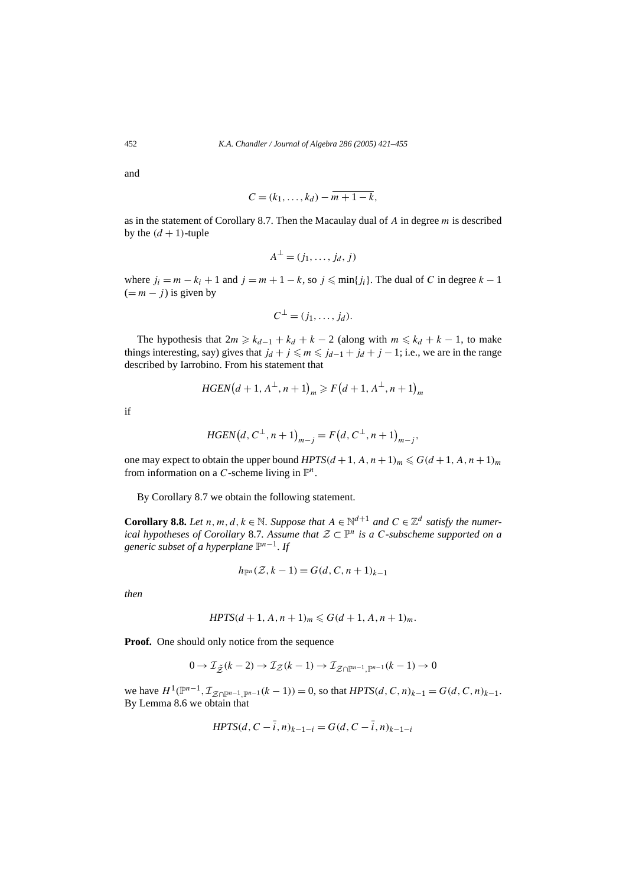and

$$C = (k_1, \dots, k_d) - \overline{m+1-k},$$

as in the statement of Corollary 8.7. Then the Macaulay dual of $A$ in degree $m$ is described by the $(d+1)$-tuple

$$A^{\perp} = (j_1, \dots, j_d, j)$$

where $j_i = m - k_i + 1$ and $j = m + 1 - k$, so $j \leqslant \min\{j_i\}$. The dual of $C$ in degree $k-1$ $(= m - j)$ is given by

$$C^{\perp} = (j_1, \dots, j_d).$$

The hypothesis that $2m \geqslant k_{d-1} + k_d + k - 2$ (along with $m \leqslant k_d + k - 1$, to make things interesting, say) gives that $j_d + j \leqslant m \leqslant j_{d-1} + j_d + j - 1$; i.e., we are in the range described by Iarrobino. From his statement that

$$HGEN\big(d+1, A^{\perp}, n+1\big)_m \geqslant F\big(d+1, A^{\perp}, n+1\big)_m$$

if

$$HGEN\big(d, C^{\perp}, n+1\big)_{m-j} = F\big(d, C^{\perp}, n+1\big)_{m-j},$$

one may expect to obtain the upper bound $HPTS(d+1, A, n+1)_m \leqslant G(d+1, A, n+1)_m$ from information on a $C$-scheme living in $\mathbb{P}^n$.

By Corollary 8.7 we obtain the following statement.

**Corollary 8.8.** *Let $n, m, d, k \in \mathbb{N}$. Suppose that $A \in \mathbb{N}^{d+1}$ and $C \in \mathbb{Z}^d$ satisfy the numerical hypotheses of Corollary* 8.7. *Assume that $\mathcal{Z} \subset \mathbb{P}^n$ is a $C$-subscheme supported on a generic subset of a hyperplane $\mathbb{P}^{n-1}$. If*

$$h_{\mathbb{P}^n}(\mathcal{Z}, k-1) = G(d, C, n+1)_{k-1}$$

*then*

$$HPTS(d+1, A, n+1)_m \leqslant G(d+1, A, n+1)_m.$$

**Proof.** One should only notice from the sequence

$$0 \to \mathcal{I}_{\tilde{\mathcal{Z}}}(k-2) \to \mathcal{I}_{\mathcal{Z}}(k-1) \to \mathcal{I}_{\mathcal{Z} \cap \mathbb{P}^{n-1}, \mathbb{P}^{n-1}}(k-1) \to 0$$

we have $H^1(\mathbb{P}^{n-1}, \mathcal{I}_{\mathcal{Z} \cap \mathbb{P}^{n-1}, \mathbb{P}^{n-1}}(k-1)) = 0$, so that $HPTS(d, C, n)_{k-1} = G(d, C, n)_{k-1}$. By Lemma 8.6 we obtain that

$$HPTS(d, C - \bar{i}, n)_{k-1-i} = G(d, C - \bar{i}, n)_{k-1-i}$$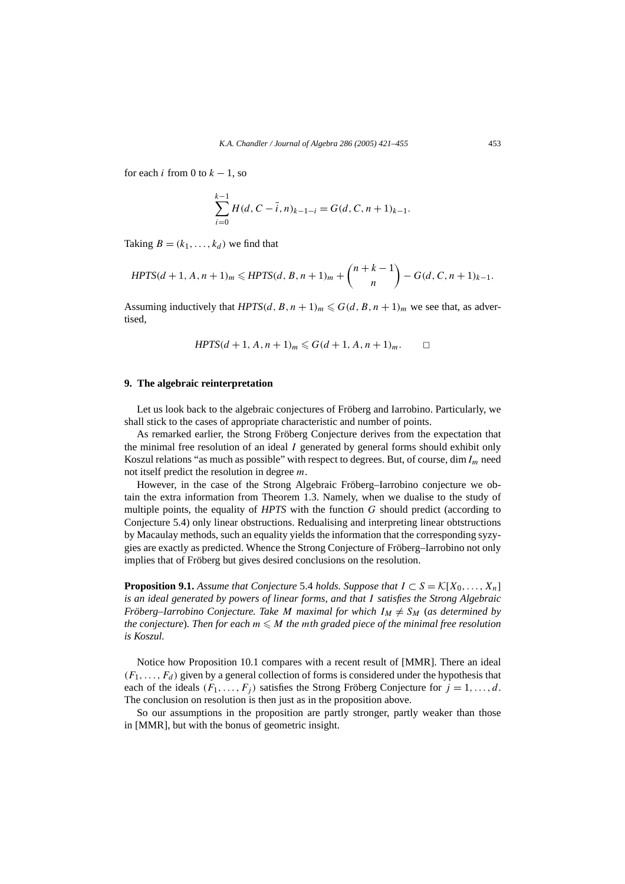for each $i$ from 0 to $k-1$, so

$$\sum_{i=0}^{k-1} H(d, C - \bar{i}, n)_{k-1-i} = G(d, C, n+1)_{k-1}.$$

Taking $B = (k_1, \ldots, k_d)$ we find that

$$HPTS(d+1, A, n+1)_m \leqslant HPTS(d, B, n+1)_m + \binom{n+k-1}{n} - G(d, C, n+1)_{k-1}.$$

Assuming inductively that $HPTS(d, B, n+1)_m \leqslant G(d, B, n+1)_m$ we see that, as advertised,

$$HPTS(d+1, A, n+1)_m \leqslant G(d+1, A, n+1)_m. \qquad \square$$

## 9. The algebraic reinterpretation

Let us look back to the algebraic conjectures of Fröberg and Iarrobino. Particularly, we shall stick to the cases of appropriate characteristic and number of points.

As remarked earlier, the Strong Fröberg Conjecture derives from the expectation that the minimal free resolution of an ideal $I$ generated by general forms should exhibit only Koszul relations "as much as possible" with respect to degrees. But, of course, $\dim I_m$ need not itself predict the resolution in degree $m$.

However, in the case of the Strong Algebraic Fröberg–Iarrobino conjecture we obtain the extra information from Theorem 1.3. Namely, when we dualise to the study of multiple points, the equality of *HPTS* with the function $G$ should predict (according to Conjecture 5.4) only linear obstructions. Redualising and interpreting linear obtstructions by Macaulay methods, such an equality yields the information that the corresponding syzygies are exactly as predicted. Whence the Strong Conjecture of Fröberg–Iarrobino not only implies that of Fröberg but gives desired conclusions on the resolution.

**Proposition 9.1.** *Assume that Conjecture* 5.4 *holds. Suppose that* $I \subset S = \mathcal{K}[X_0, \ldots, X_n]$ *is an ideal generated by powers of linear forms, and that* $I$ *satisfies the Strong Algebraic Fröberg–Iarrobino Conjecture. Take* $M$ *maximal for which* $I_M \neq S_M$ (*as determined by the conjecture*). *Then for each* $m \leqslant M$ *the* $m$*th graded piece of the minimal free resolution is Koszul.*

Notice how Proposition 10.1 compares with a recent result of [MMR]. There an ideal $(F_1, \ldots, F_d)$ given by a general collection of forms is considered under the hypothesis that each of the ideals $(F_1, \ldots, F_j)$ satisfies the Strong Fröberg Conjecture for $j = 1, \ldots, d$. The conclusion on resolution is then just as in the proposition above.

So our assumptions in the proposition are partly stronger, partly weaker than those in [MMR], but with the bonus of geometric insight.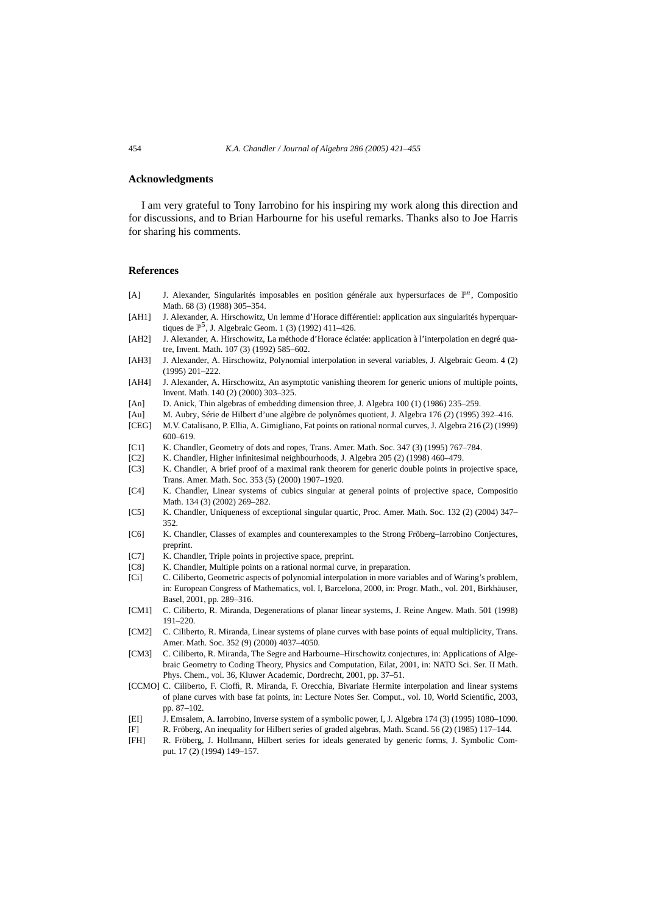## Acknowledgments

I am very grateful to Tony Iarrobino for his inspiring my work along this direction and for discussions, and to Brian Harbourne for his useful remarks. Thanks also to Joe Harris for sharing his comments.

## References

[A] J. Alexander, Singularités imposables en position générale aux hypersurfaces de $\mathbb{P}^n$, Compositio Math. 68 (3) (1988) 305–354.

[AH1] J. Alexander, A. Hirschowitz, Un lemme d'Horace différentiel: application aux singularités hyperquartiques de $\mathbb{P}^5$, J. Algebraic Geom. 1 (3) (1992) 411–426.

[AH2] J. Alexander, A. Hirschowitz, La méthode d'Horace éclatée: application à l'interpolation en degré quatre, Invent. Math. 107 (3) (1992) 585–602.

[AH3] J. Alexander, A. Hirschowitz, Polynomial interpolation in several variables, J. Algebraic Geom. 4 (2) (1995) 201–222.

[AH4] J. Alexander, A. Hirschowitz, An asymptotic vanishing theorem for generic unions of multiple points, Invent. Math. 140 (2) (2000) 303–325.

[An] D. Anick, Thin algebras of embedding dimension three, J. Algebra 100 (1) (1986) 235–259.

[Au] M. Aubry, Série de Hilbert d'une algèbre de polynômes quotient, J. Algebra 176 (2) (1995) 392–416.

[CEG] M.V. Catalisano, P. Ellia, A. Gimigliano, Fat points on rational normal curves, J. Algebra 216 (2) (1999) 600–619.

[C1] K. Chandler, Geometry of dots and ropes, Trans. Amer. Math. Soc. 347 (3) (1995) 767–784.

[C2] K. Chandler, Higher infinitesimal neighbourhoods, J. Algebra 205 (2) (1998) 460–479.

[C3] K. Chandler, A brief proof of a maximal rank theorem for generic double points in projective space, Trans. Amer. Math. Soc. 353 (5) (2000) 1907–1920.

[C4] K. Chandler, Linear systems of cubics singular at general points of projective space, Compositio Math. 134 (3) (2002) 269–282.

[C5] K. Chandler, Uniqueness of exceptional singular quartic, Proc. Amer. Math. Soc. 132 (2) (2004) 347–352.

[C6] K. Chandler, Classes of examples and counterexamples to the Strong Fröberg–Iarrobino Conjectures, preprint.

[C7] K. Chandler, Triple points in projective space, preprint.

[C8] K. Chandler, Multiple points on a rational normal curve, in preparation.

[Ci] C. Ciliberto, Geometric aspects of polynomial interpolation in more variables and of Waring's problem, in: European Congress of Mathematics, vol. I, Barcelona, 2000, in: Progr. Math., vol. 201, Birkhäuser, Basel, 2001, pp. 289–316.

[CM1] C. Ciliberto, R. Miranda, Degenerations of planar linear systems, J. Reine Angew. Math. 501 (1998) 191–220.

[CM2] C. Ciliberto, R. Miranda, Linear systems of plane curves with base points of equal multiplicity, Trans. Amer. Math. Soc. 352 (9) (2000) 4037–4050.

[CM3] C. Ciliberto, R. Miranda, The Segre and Harbourne–Hirschowitz conjectures, in: Applications of Algebraic Geometry to Coding Theory, Physics and Computation, Eilat, 2001, in: NATO Sci. Ser. II Math. Phys. Chem., vol. 36, Kluwer Academic, Dordrecht, 2001, pp. 37–51.

[CCMO] C. Ciliberto, F. Cioffi, R. Miranda, F. Orecchia, Bivariate Hermite interpolation and linear systems of plane curves with base fat points, in: Lecture Notes Ser. Comput., vol. 10, World Scientific, 2003, pp. 87–102.

[EI] J. Emsalem, A. Iarrobino, Inverse system of a symbolic power, I, J. Algebra 174 (3) (1995) 1080–1090.

[F] R. Fröberg, An inequality for Hilbert series of graded algebras, Math. Scand. 56 (2) (1985) 117–144.

[FH] R. Fröberg, J. Hollmann, Hilbert series for ideals generated by generic forms, J. Symbolic Comput. 17 (2) (1994) 149–157.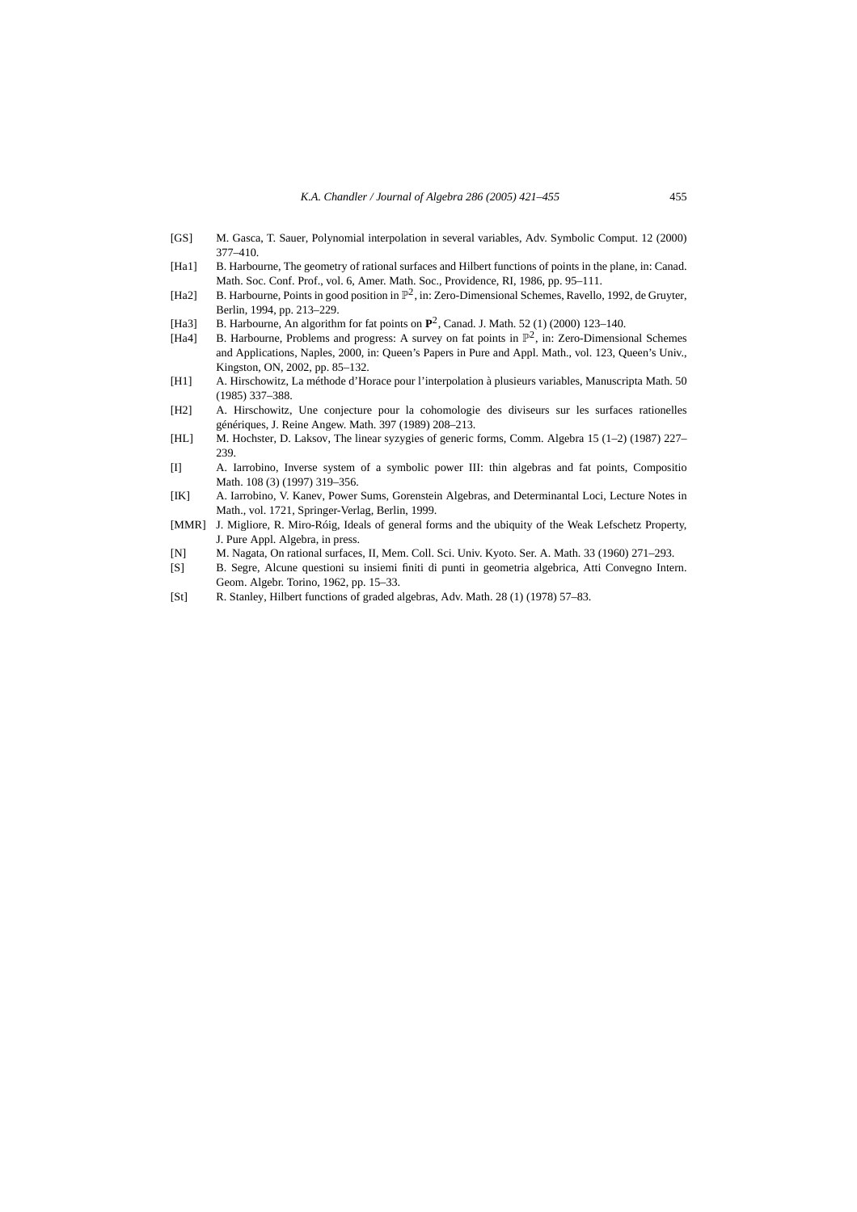[GS] M. Gasca, T. Sauer, Polynomial interpolation in several variables, Adv. Symbolic Comput. 12 (2000) 377–410.

[Ha1] B. Harbourne, The geometry of rational surfaces and Hilbert functions of points in the plane, in: Canad. Math. Soc. Conf. Prof., vol. 6, Amer. Math. Soc., Providence, RI, 1986, pp. 95–111.

[Ha2] B. Harbourne, Points in good position in $\mathbb{P}^2$, in: Zero-Dimensional Schemes, Ravello, 1992, de Gruyter, Berlin, 1994, pp. 213–229.

[Ha3] B. Harbourne, An algorithm for fat points on $\mathbf{P}^2$, Canad. J. Math. 52 (1) (2000) 123–140.

[Ha4] B. Harbourne, Problems and progress: A survey on fat points in $\mathbb{P}^2$, in: Zero-Dimensional Schemes and Applications, Naples, 2000, in: Queen's Papers in Pure and Appl. Math., vol. 123, Queen's Univ., Kingston, ON, 2002, pp. 85–132.

[H1] A. Hirschowitz, La méthode d'Horace pour l'interpolation à plusieurs variables, Manuscripta Math. 50 (1985) 337–388.

[H2] A. Hirschowitz, Une conjecture pour la cohomologie des diviseurs sur les surfaces rationelles génériques, J. Reine Angew. Math. 397 (1989) 208–213.

[HL] M. Hochster, D. Laksov, The linear syzygies of generic forms, Comm. Algebra 15 (1–2) (1987) 227–239.

[I] A. Iarrobino, Inverse system of a symbolic power III: thin algebras and fat points, Compositio Math. 108 (3) (1997) 319–356.

[IK] A. Iarrobino, V. Kanev, Power Sums, Gorenstein Algebras, and Determinantal Loci, Lecture Notes in Math., vol. 1721, Springer-Verlag, Berlin, 1999.

[MMR] J. Migliore, R. Miro-Róig, Ideals of general forms and the ubiquity of the Weak Lefschetz Property, J. Pure Appl. Algebra, in press.

[N] M. Nagata, On rational surfaces, II, Mem. Coll. Sci. Univ. Kyoto. Ser. A. Math. 33 (1960) 271–293.

[S] B. Segre, Alcune questioni su insiemi finiti di punti in geometria algebrica, Atti Convegno Intern. Geom. Algebr. Torino, 1962, pp. 15–33.

[St] R. Stanley, Hilbert functions of graded algebras, Adv. Math. 28 (1) (1978) 57–83.